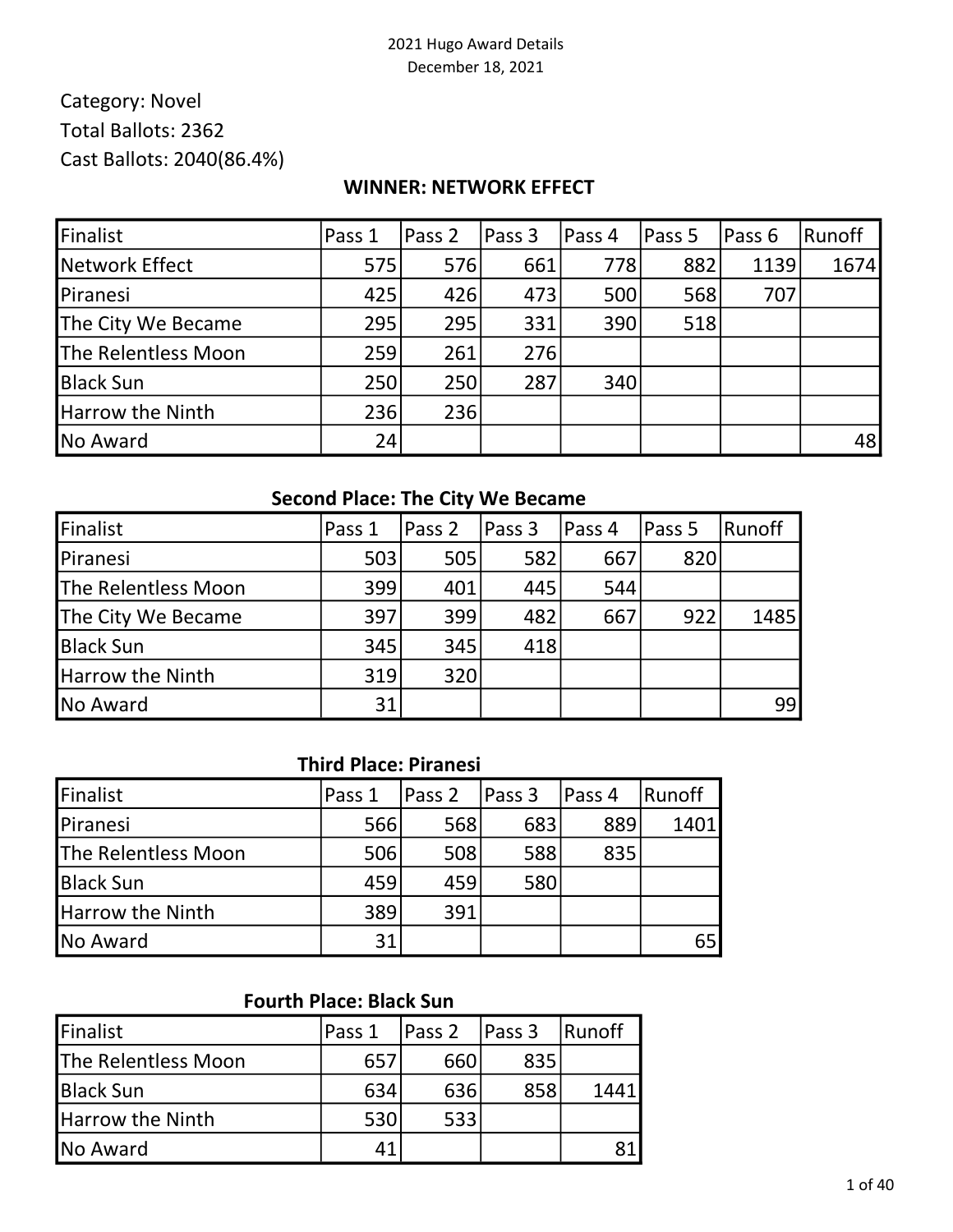2021 Hugo Award Details
December 18, 2021

Category: Novel
Total Ballots: 2362
Cast Ballots: 2040(86.4%)

**WINNER: NETWORK EFFECT**

| Finalist | Pass 1 | Pass 2 | Pass 3 | Pass 4 | Pass 5 | Pass 6 | Runoff |
|---|---|---|---|---|---|---|---|
| Network Effect | 575 | 576 | 661 | 778 | 882 | 1139 | 1674 |
| Piranesi | 425 | 426 | 473 | 500 | 568 | 707 | |
| The City We Became | 295 | 295 | 331 | 390 | 518 | | |
| The Relentless Moon | 259 | 261 | 276 | | | | |
| Black Sun | 250 | 250 | 287 | 340 | | | |
| Harrow the Ninth | 236 | 236 | | | | | |
| No Award | 24 | | | | | | 48 |

**Second Place: The City We Became**

| Finalist | Pass 1 | Pass 2 | Pass 3 | Pass 4 | Pass 5 | Runoff |
|---|---|---|---|---|---|---|
| Piranesi | 503 | 505 | 582 | 667 | 820 | |
| The Relentless Moon | 399 | 401 | 445 | 544 | | |
| The City We Became | 397 | 399 | 482 | 667 | 922 | 1485 |
| Black Sun | 345 | 345 | 418 | | | |
| Harrow the Ninth | 319 | 320 | | | | |
| No Award | 31 | | | | | 99 |

**Third Place: Piranesi**

| Finalist | Pass 1 | Pass 2 | Pass 3 | Pass 4 | Runoff |
|---|---|---|---|---|---|
| Piranesi | 566 | 568 | 683 | 889 | 1401 |
| The Relentless Moon | 506 | 508 | 588 | 835 | |
| Black Sun | 459 | 459 | 580 | | |
| Harrow the Ninth | 389 | 391 | | | |
| No Award | 31 | | | | 65 |

**Fourth Place: Black Sun**

| Finalist | Pass 1 | Pass 2 | Pass 3 | Runoff |
|---|---|---|---|---|
| The Relentless Moon | 657 | 660 | 835 | |
| Black Sun | 634 | 636 | 858 | 1441 |
| Harrow the Ninth | 530 | 533 | | |
| No Award | 41 | | | 81 |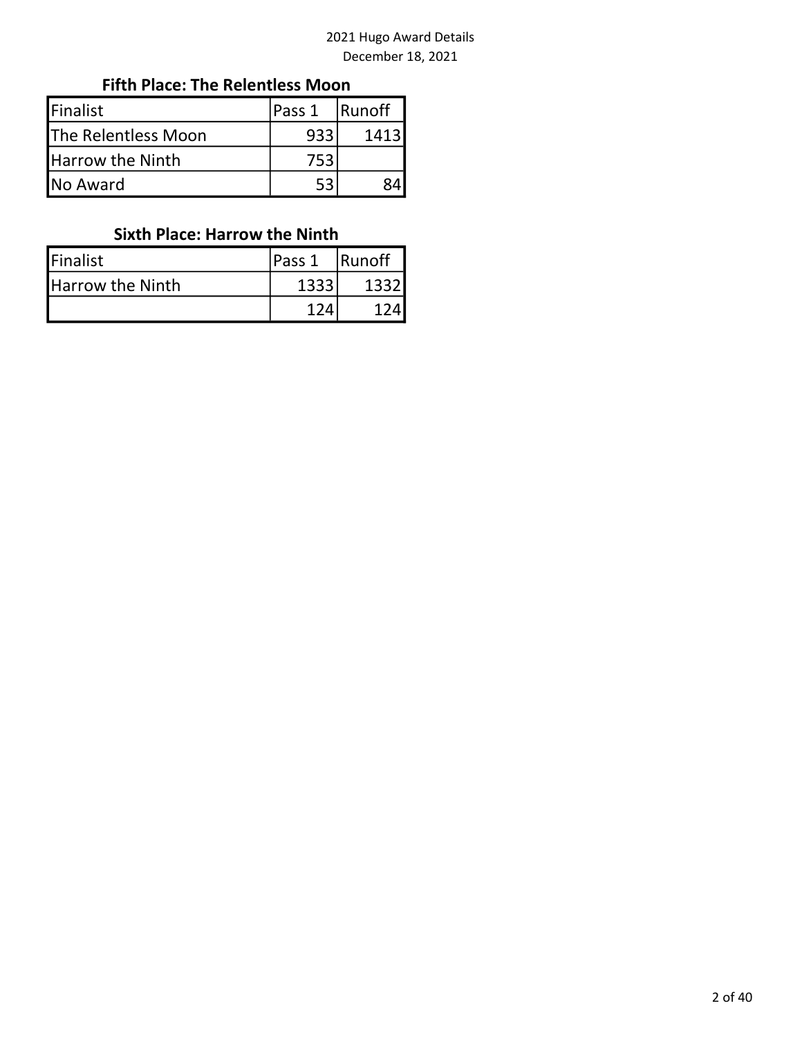### Fifth Place: The Relentless Moon

| Finalist | Pass 1 | Runoff |
|---|---|---|
| The Relentless Moon | 933 | 1413 |
| Harrow the Ninth | 753 | |
| No Award | 53 | 84 |

### Sixth Place: Harrow the Ninth

| Finalist | Pass 1 | Runoff |
|---|---|---|
| Harrow the Ninth | 1333 | 1332 |
| | 124 | 124 |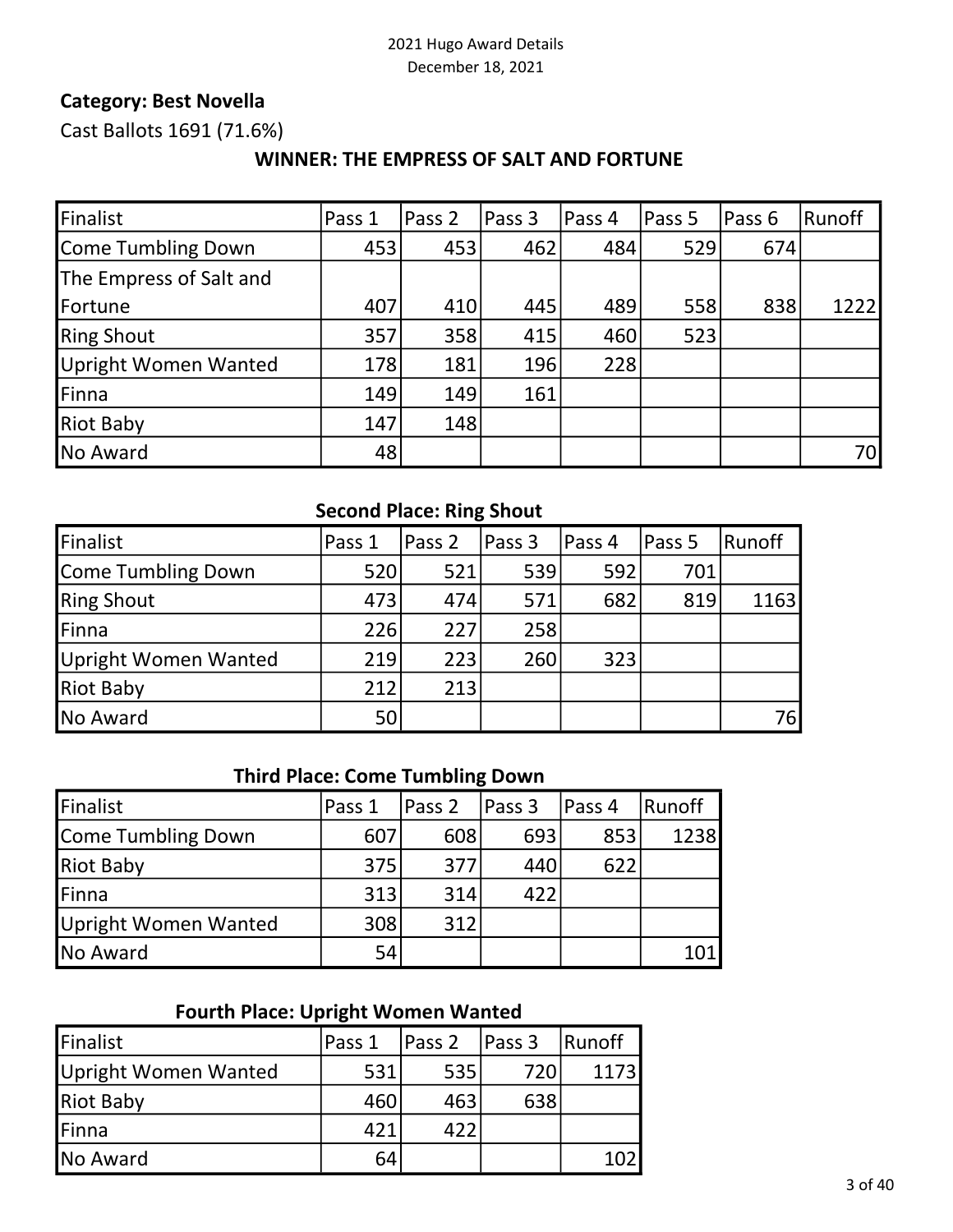**Category: Best Novella**

Cast Ballots 1691 (71.6%)

**WINNER: THE EMPRESS OF SALT AND FORTUNE**

| Finalist | Pass 1 | Pass 2 | Pass 3 | Pass 4 | Pass 5 | Pass 6 | Runoff |
|---|---|---|---|---|---|---|---|
| Come Tumbling Down | 453 | 453 | 462 | 484 | 529 | 674 | |
| The Empress of Salt and Fortune | 407 | 410 | 445 | 489 | 558 | 838 | 1222 |
| Ring Shout | 357 | 358 | 415 | 460 | 523 | | |
| Upright Women Wanted | 178 | 181 | 196 | 228 | | | |
| Finna | 149 | 149 | 161 | | | | |
| Riot Baby | 147 | 148 | | | | | |
| No Award | 48 | | | | | | 70 |

**Second Place: Ring Shout**

| Finalist | Pass 1 | Pass 2 | Pass 3 | Pass 4 | Pass 5 | Runoff |
|---|---|---|---|---|---|---|
| Come Tumbling Down | 520 | 521 | 539 | 592 | 701 | |
| Ring Shout | 473 | 474 | 571 | 682 | 819 | 1163 |
| Finna | 226 | 227 | 258 | | | |
| Upright Women Wanted | 219 | 223 | 260 | 323 | | |
| Riot Baby | 212 | 213 | | | | |
| No Award | 50 | | | | | 76 |

**Third Place: Come Tumbling Down**

| Finalist | Pass 1 | Pass 2 | Pass 3 | Pass 4 | Runoff |
|---|---|---|---|---|---|
| Come Tumbling Down | 607 | 608 | 693 | 853 | 1238 |
| Riot Baby | 375 | 377 | 440 | 622 | |
| Finna | 313 | 314 | 422 | | |
| Upright Women Wanted | 308 | 312 | | | |
| No Award | 54 | | | | 101 |

**Fourth Place: Upright Women Wanted**

| Finalist | Pass 1 | Pass 2 | Pass 3 | Runoff |
|---|---|---|---|---|
| Upright Women Wanted | 531 | 535 | 720 | 1173 |
| Riot Baby | 460 | 463 | 638 | |
| Finna | 421 | 422 | | |
| No Award | 64 | | | 102 |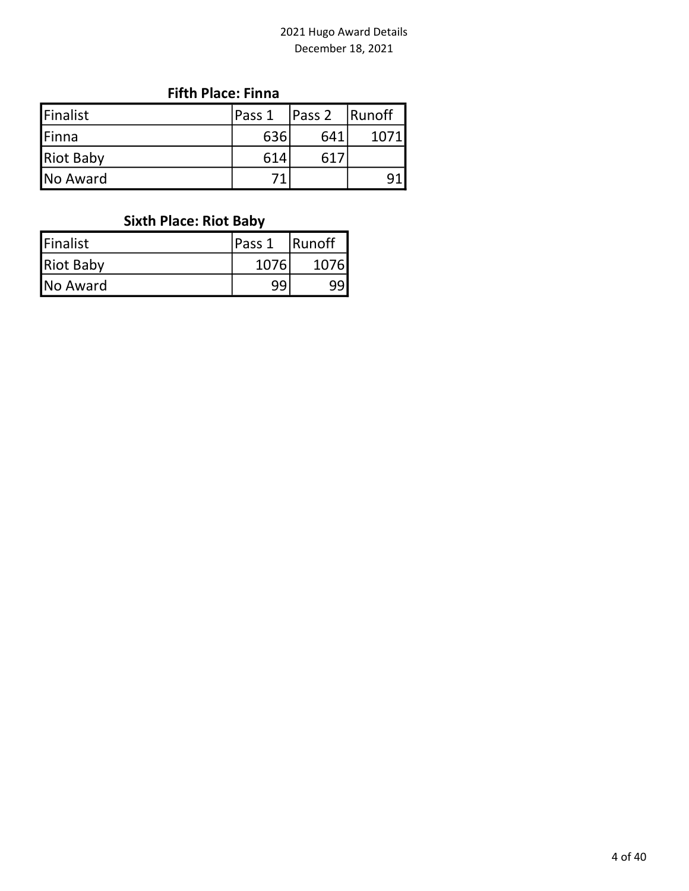## Fifth Place: Finna

| Finalist | Pass 1 | Pass 2 | Runoff |
|---|---|---|---|
| Finna | 636 | 641 | 1071 |
| Riot Baby | 614 | 617 | |
| No Award | 71 | | 91 |

## Sixth Place: Riot Baby

| Finalist | Pass 1 | Runoff |
|---|---|---|
| Riot Baby | 1076 | 1076 |
| No Award | 99 | 99 |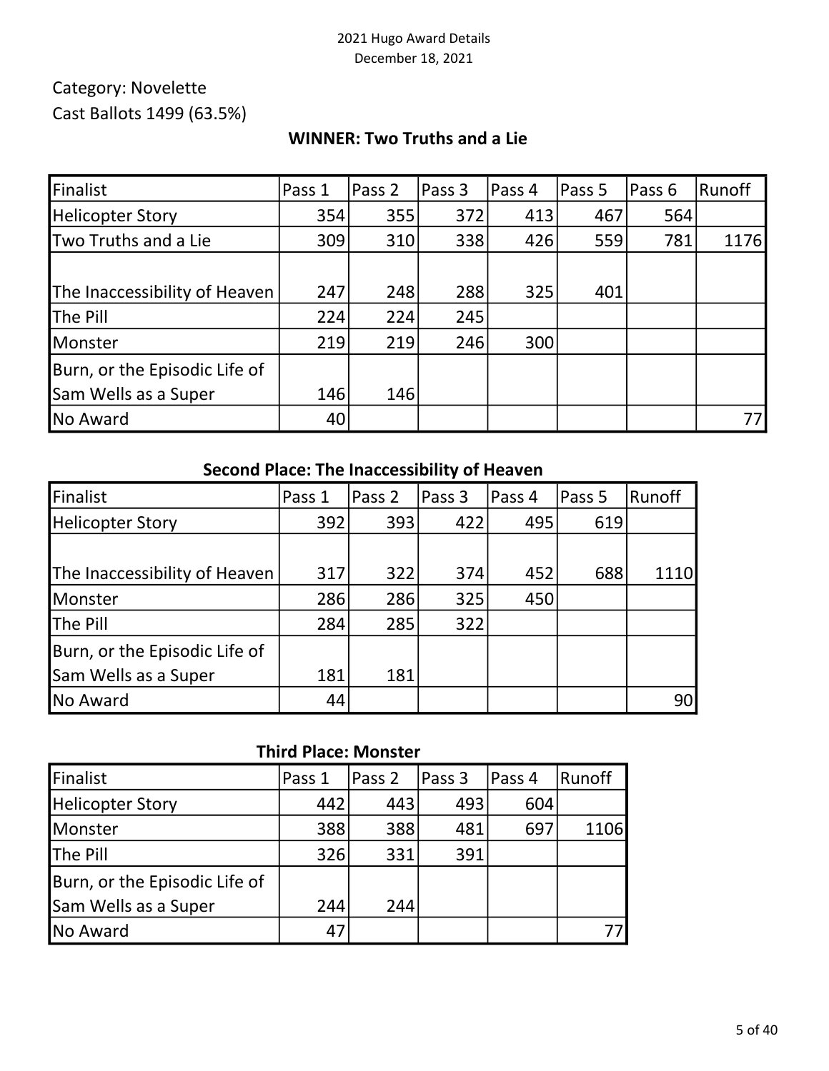Category: Novelette

Cast Ballots 1499 (63.5%)

**WINNER: Two Truths and a Lie**

| Finalist | Pass 1 | Pass 2 | Pass 3 | Pass 4 | Pass 5 | Pass 6 | Runoff |
|---|---|---|---|---|---|---|---|
| Helicopter Story | 354 | 355 | 372 | 413 | 467 | 564 | |
| Two Truths and a Lie | 309 | 310 | 338 | 426 | 559 | 781 | 1176 |
| The Inaccessibility of Heaven | 247 | 248 | 288 | 325 | 401 | | |
| The Pill | 224 | 224 | 245 | | | | |
| Monster | 219 | 219 | 246 | 300 | | | |
| Burn, or the Episodic Life of Sam Wells as a Super | 146 | 146 | | | | | |
| No Award | 40 | | | | | | 77 |

**Second Place: The Inaccessibility of Heaven**

| Finalist | Pass 1 | Pass 2 | Pass 3 | Pass 4 | Pass 5 | Runoff |
|---|---|---|---|---|---|---|
| Helicopter Story | 392 | 393 | 422 | 495 | 619 | |
| The Inaccessibility of Heaven | 317 | 322 | 374 | 452 | 688 | 1110 |
| Monster | 286 | 286 | 325 | 450 | | |
| The Pill | 284 | 285 | 322 | | | |
| Burn, or the Episodic Life of Sam Wells as a Super | 181 | 181 | | | | |
| No Award | 44 | | | | | 90 |

**Third Place: Monster**

| Finalist | Pass 1 | Pass 2 | Pass 3 | Pass 4 | Runoff |
|---|---|---|---|---|---|
| Helicopter Story | 442 | 443 | 493 | 604 | |
| Monster | 388 | 388 | 481 | 697 | 1106 |
| The Pill | 326 | 331 | 391 | | |
| Burn, or the Episodic Life of Sam Wells as a Super | 244 | 244 | | | |
| No Award | 47 | | | | 77 |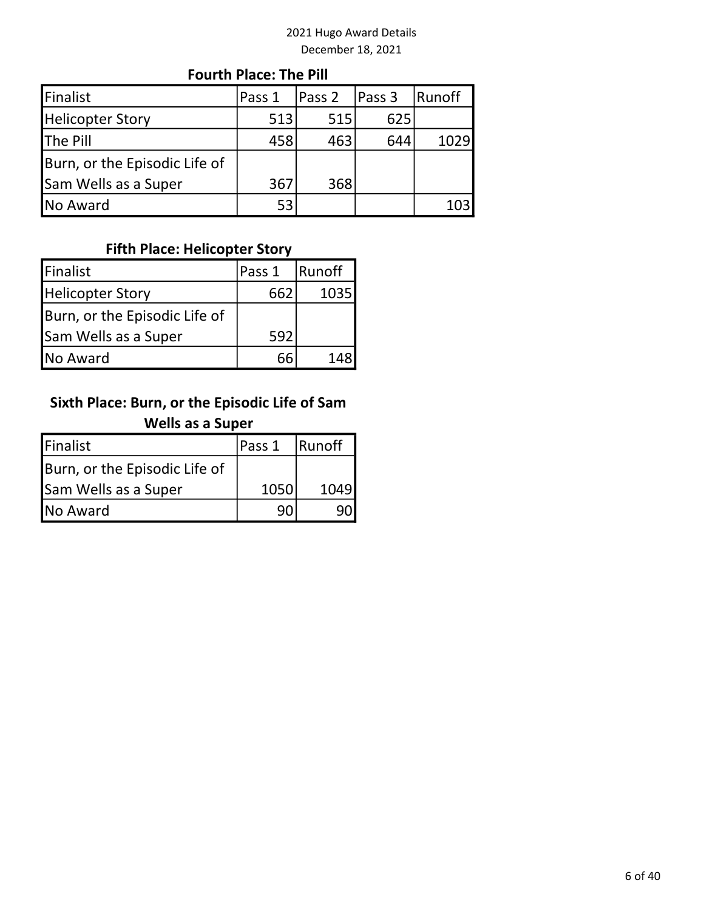**Fourth Place: The Pill**

| Finalist | Pass 1 | Pass 2 | Pass 3 | Runoff |
|---|---|---|---|---|
| Helicopter Story | 513 | 515 | 625 | |
| The Pill | 458 | 463 | 644 | 1029 |
| Burn, or the Episodic Life of Sam Wells as a Super | 367 | 368 | | |
| No Award | 53 | | | 103 |

**Fifth Place: Helicopter Story**

| Finalist | Pass 1 | Runoff |
|---|---|---|
| Helicopter Story | 662 | 1035 |
| Burn, or the Episodic Life of Sam Wells as a Super | 592 | |
| No Award | 66 | 148 |

**Sixth Place: Burn, or the Episodic Life of Sam Wells as a Super**

| Finalist | Pass 1 | Runoff |
|---|---|---|
| Burn, or the Episodic Life of Sam Wells as a Super | 1050 | 1049 |
| No Award | 90 | 90 |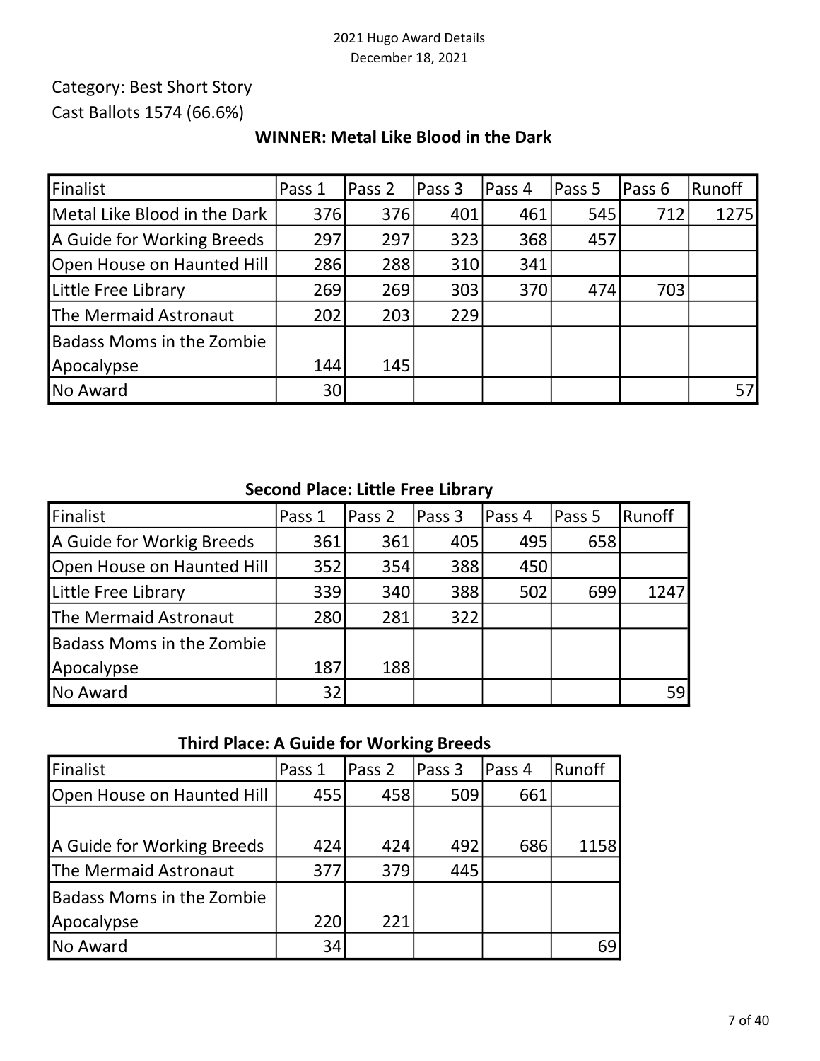2021 Hugo Award Details
December 18, 2021

Category: Best Short Story
Cast Ballots 1574 (66.6%)

**WINNER: Metal Like Blood in the Dark**

| Finalist | Pass 1 | Pass 2 | Pass 3 | Pass 4 | Pass 5 | Pass 6 | Runoff |
|---|---|---|---|---|---|---|---|
| Metal Like Blood in the Dark | 376 | 376 | 401 | 461 | 545 | 712 | 1275 |
| A Guide for Working Breeds | 297 | 297 | 323 | 368 | 457 | | |
| Open House on Haunted Hill | 286 | 288 | 310 | 341 | | | |
| Little Free Library | 269 | 269 | 303 | 370 | 474 | 703 | |
| The Mermaid Astronaut | 202 | 203 | 229 | | | | |
| Badass Moms in the Zombie Apocalypse | 144 | 145 | | | | | |
| No Award | 30 | | | | | | 57 |

**Second Place: Little Free Library**

| Finalist | Pass 1 | Pass 2 | Pass 3 | Pass 4 | Pass 5 | Runoff |
|---|---|---|---|---|---|---|
| A Guide for Workig Breeds | 361 | 361 | 405 | 495 | 658 | |
| Open House on Haunted Hill | 352 | 354 | 388 | 450 | | |
| Little Free Library | 339 | 340 | 388 | 502 | 699 | 1247 |
| The Mermaid Astronaut | 280 | 281 | 322 | | | |
| Badass Moms in the Zombie Apocalypse | 187 | 188 | | | | |
| No Award | 32 | | | | | 59 |

**Third Place: A Guide for Working Breeds**

| Finalist | Pass 1 | Pass 2 | Pass 3 | Pass 4 | Runoff |
|---|---|---|---|---|---|
| Open House on Haunted Hill | 455 | 458 | 509 | 661 | |
| A Guide for Working Breeds | 424 | 424 | 492 | 686 | 1158 |
| The Mermaid Astronaut | 377 | 379 | 445 | | |
| Badass Moms in the Zombie Apocalypse | 220 | 221 | | | |
| No Award | 34 | | | | 69 |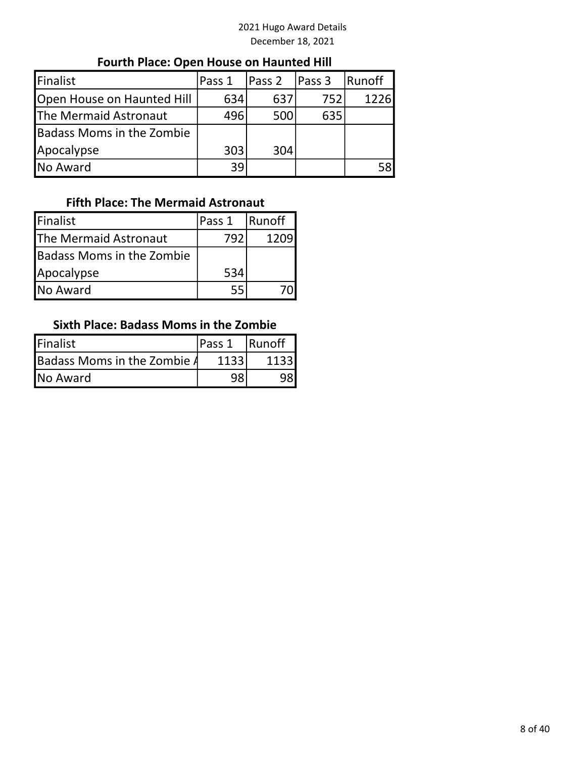### Fourth Place: Open House on Haunted Hill

| Finalist | Pass 1 | Pass 2 | Pass 3 | Runoff |
|---|---|---|---|---|
| Open House on Haunted Hill | 634 | 637 | 752 | 1226 |
| The Mermaid Astronaut | 496 | 500 | 635 | |
| Badass Moms in the Zombie Apocalypse | 303 | 304 | | |
| No Award | 39 | | | 58 |

### Fifth Place: The Mermaid Astronaut

| Finalist | Pass 1 | Runoff |
|---|---|---|
| The Mermaid Astronaut | 792 | 1209 |
| Badass Moms in the Zombie Apocalypse | 534 | |
| No Award | 55 | 70 |

### Sixth Place: Badass Moms in the Zombie

| Finalist | Pass 1 | Runoff |
|---|---|---|
| Badass Moms in the Zombie A | 1133 | 1133 |
| No Award | 98 | 98 |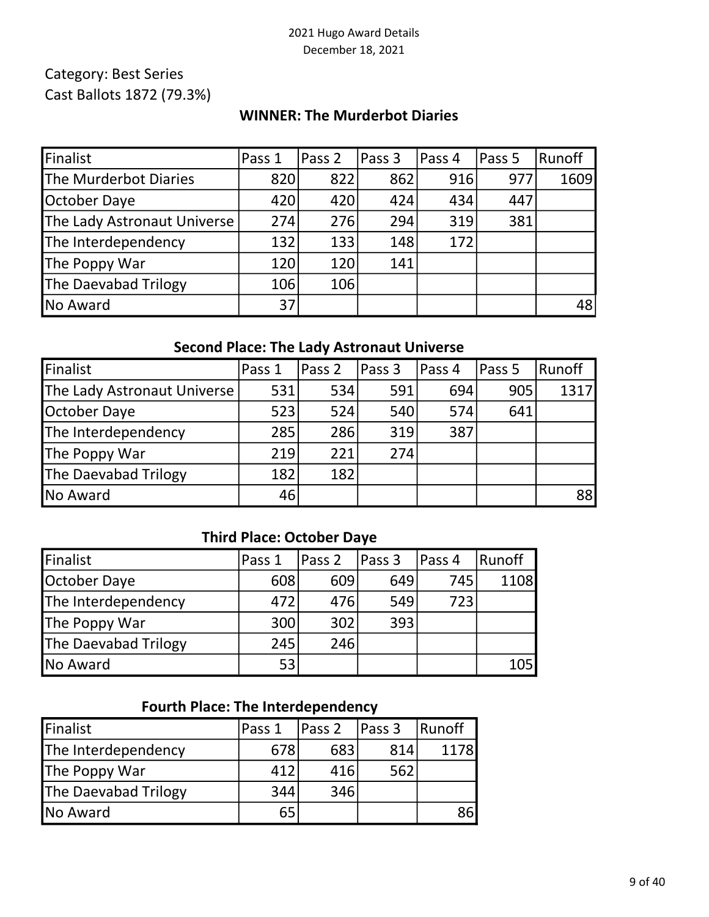Category: Best Series

Cast Ballots 1872 (79.3%)

**WINNER: The Murderbot Diaries**

| Finalist | Pass 1 | Pass 2 | Pass 3 | Pass 4 | Pass 5 | Runoff |
|---|---|---|---|---|---|---|
| The Murderbot Diaries | 820 | 822 | 862 | 916 | 977 | 1609 |
| October Daye | 420 | 420 | 424 | 434 | 447 | |
| The Lady Astronaut Universe | 274 | 276 | 294 | 319 | 381 | |
| The Interdependency | 132 | 133 | 148 | 172 | | |
| The Poppy War | 120 | 120 | 141 | | | |
| The Daevabad Trilogy | 106 | 106 | | | | |
| No Award | 37 | | | | | 48 |

**Second Place: The Lady Astronaut Universe**

| Finalist | Pass 1 | Pass 2 | Pass 3 | Pass 4 | Pass 5 | Runoff |
|---|---|---|---|---|---|---|
| The Lady Astronaut Universe | 531 | 534 | 591 | 694 | 905 | 1317 |
| October Daye | 523 | 524 | 540 | 574 | 641 | |
| The Interdependency | 285 | 286 | 319 | 387 | | |
| The Poppy War | 219 | 221 | 274 | | | |
| The Daevabad Trilogy | 182 | 182 | | | | |
| No Award | 46 | | | | | 88 |

**Third Place: October Daye**

| Finalist | Pass 1 | Pass 2 | Pass 3 | Pass 4 | Runoff |
|---|---|---|---|---|---|
| October Daye | 608 | 609 | 649 | 745 | 1108 |
| The Interdependency | 472 | 476 | 549 | 723 | |
| The Poppy War | 300 | 302 | 393 | | |
| The Daevabad Trilogy | 245 | 246 | | | |
| No Award | 53 | | | | 105 |

**Fourth Place: The Interdependency**

| Finalist | Pass 1 | Pass 2 | Pass 3 | Runoff |
|---|---|---|---|---|
| The Interdependency | 678 | 683 | 814 | 1178 |
| The Poppy War | 412 | 416 | 562 | |
| The Daevabad Trilogy | 344 | 346 | | |
| No Award | 65 | | | 86 |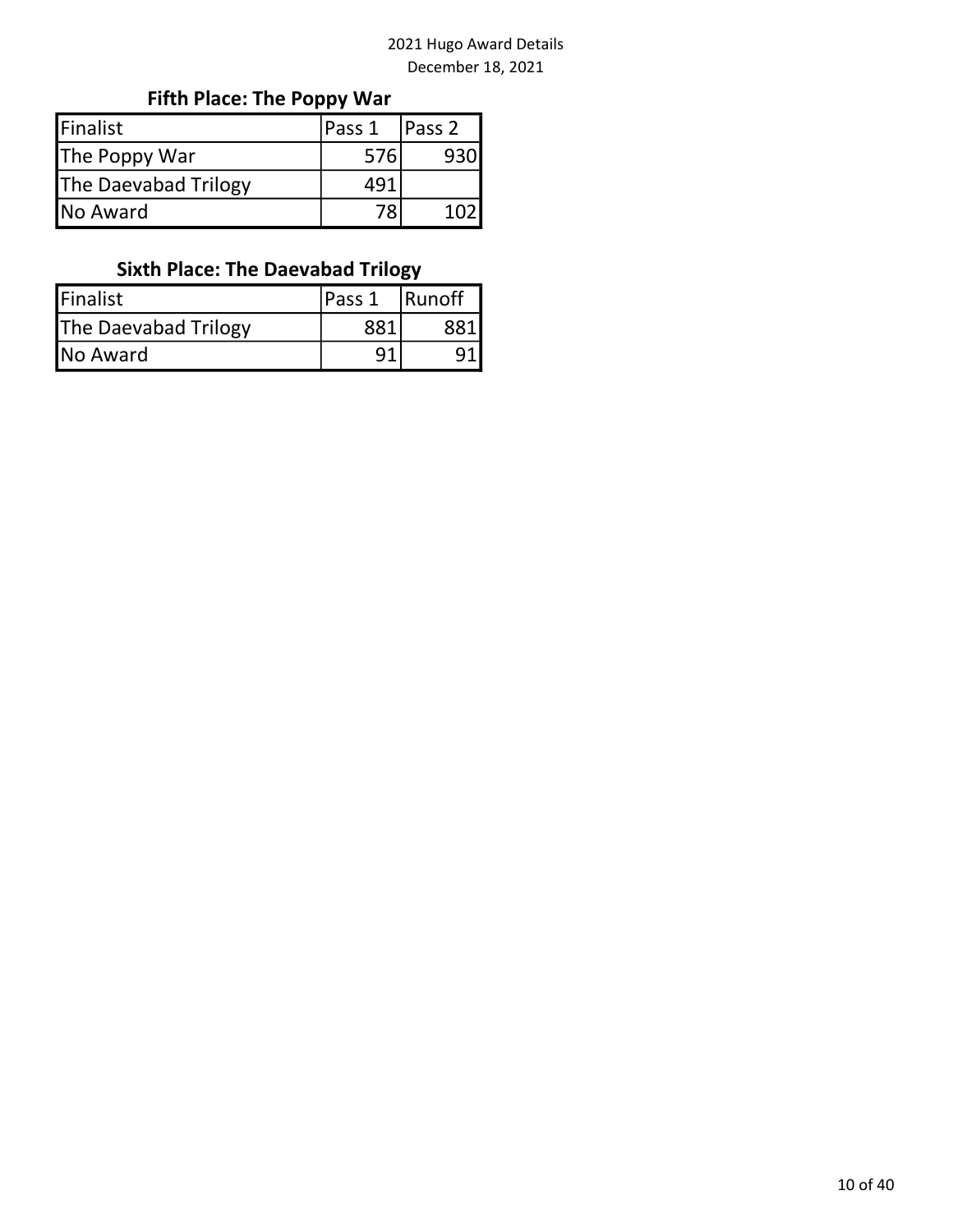### Fifth Place: The Poppy War

| Finalist | Pass 1 | Pass 2 |
|---|---|---|
| The Poppy War | 576 | 930 |
| The Daevabad Trilogy | 491 | |
| No Award | 78 | 102 |

### Sixth Place: The Daevabad Trilogy

| Finalist | Pass 1 | Runoff |
|---|---|---|
| The Daevabad Trilogy | 881 | 881 |
| No Award | 91 | 91 |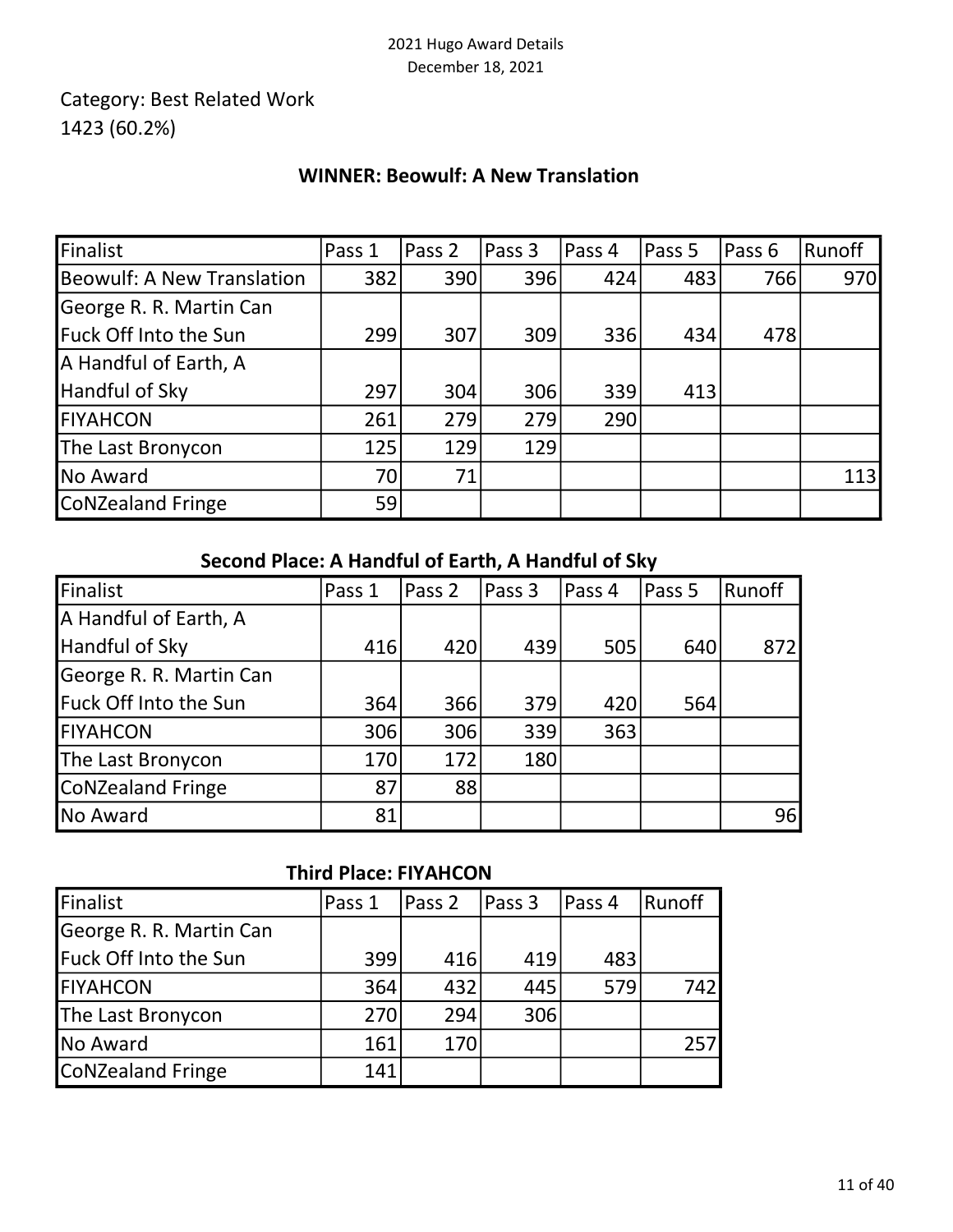2021 Hugo Award Details
December 18, 2021

Category: Best Related Work
1423 (60.2%)

**WINNER: Beowulf: A New Translation**

| Finalist | Pass 1 | Pass 2 | Pass 3 | Pass 4 | Pass 5 | Pass 6 | Runoff |
|---|---|---|---|---|---|---|---|
| Beowulf: A New Translation | 382 | 390 | 396 | 424 | 483 | 766 | 970 |
| George R. R. Martin Can Fuck Off Into the Sun | 299 | 307 | 309 | 336 | 434 | 478 | |
| A Handful of Earth, A Handful of Sky | 297 | 304 | 306 | 339 | 413 | | |
| FIYAHCON | 261 | 279 | 279 | 290 | | | |
| The Last Bronycon | 125 | 129 | 129 | | | | |
| No Award | 70 | 71 | | | | | 113 |
| CoNZealand Fringe | 59 | | | | | | |

**Second Place: A Handful of Earth, A Handful of Sky**

| Finalist | Pass 1 | Pass 2 | Pass 3 | Pass 4 | Pass 5 | Runoff |
|---|---|---|---|---|---|---|
| A Handful of Earth, A Handful of Sky | 416 | 420 | 439 | 505 | 640 | 872 |
| George R. R. Martin Can Fuck Off Into the Sun | 364 | 366 | 379 | 420 | 564 | |
| FIYAHCON | 306 | 306 | 339 | 363 | | |
| The Last Bronycon | 170 | 172 | 180 | | | |
| CoNZealand Fringe | 87 | 88 | | | | |
| No Award | 81 | | | | | 96 |

**Third Place: FIYAHCON**

| Finalist | Pass 1 | Pass 2 | Pass 3 | Pass 4 | Runoff |
|---|---|---|---|---|---|
| George R. R. Martin Can Fuck Off Into the Sun | 399 | 416 | 419 | 483 | |
| FIYAHCON | 364 | 432 | 445 | 579 | 742 |
| The Last Bronycon | 270 | 294 | 306 | | |
| No Award | 161 | 170 | | | 257 |
| CoNZealand Fringe | 141 | | | | |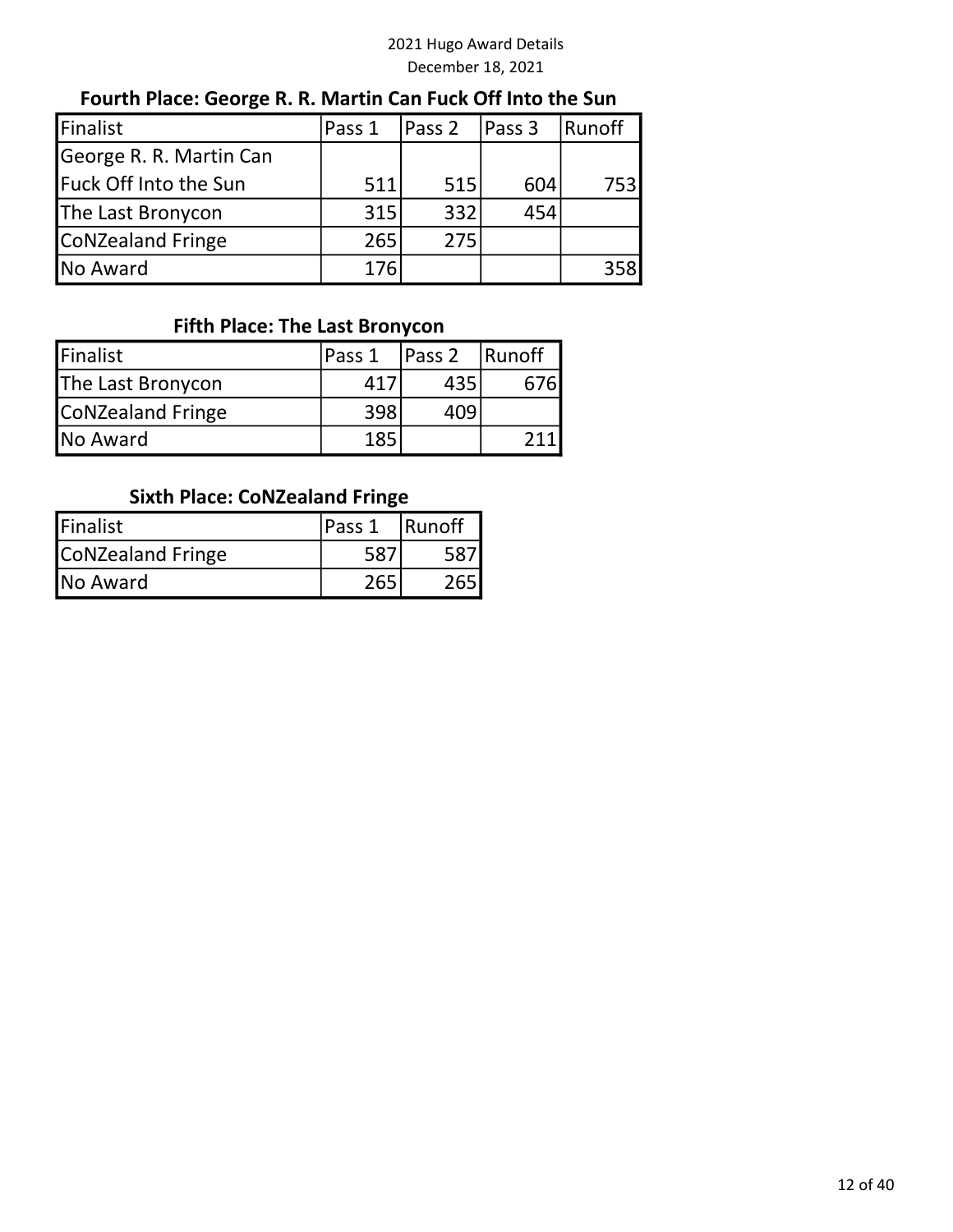### Fourth Place: George R. R. Martin Can Fuck Off Into the Sun

| Finalist | Pass 1 | Pass 2 | Pass 3 | Runoff |
|---|---|---|---|---|
| George R. R. Martin Can Fuck Off Into the Sun | 511 | 515 | 604 | 753 |
| The Last Bronycon | 315 | 332 | 454 | |
| CoNZealand Fringe | 265 | 275 | | |
| No Award | 176 | | | 358 |

### Fifth Place: The Last Bronycon

| Finalist | Pass 1 | Pass 2 | Runoff |
|---|---|---|---|
| The Last Bronycon | 417 | 435 | 676 |
| CoNZealand Fringe | 398 | 409 | |
| No Award | 185 | | 211 |

### Sixth Place: CoNZealand Fringe

| Finalist | Pass 1 | Runoff |
|---|---|---|
| CoNZealand Fringe | 587 | 587 |
| No Award | 265 | 265 |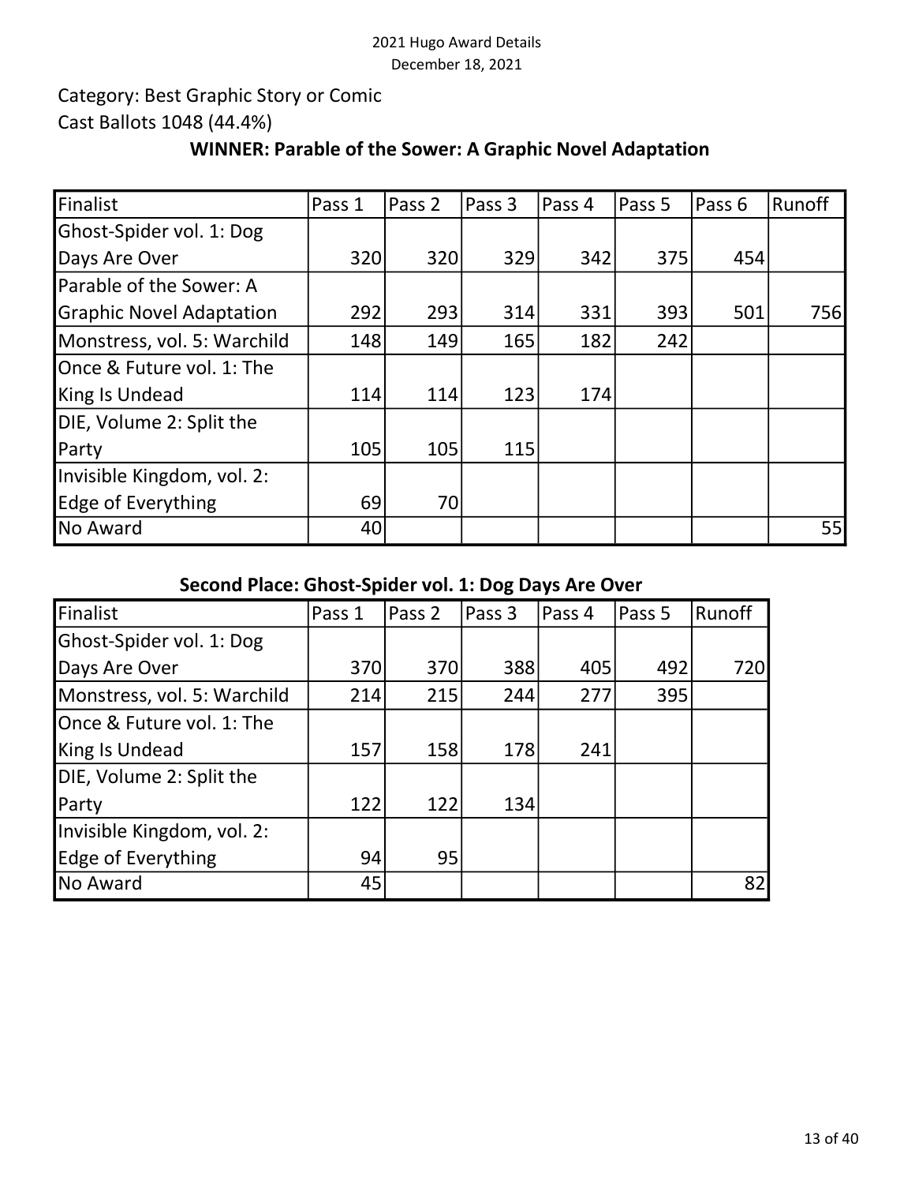Category: Best Graphic Story or Comic

Cast Ballots 1048 (44.4%)

**WINNER: Parable of the Sower: A Graphic Novel Adaptation**

| Finalist | Pass 1 | Pass 2 | Pass 3 | Pass 4 | Pass 5 | Pass 6 | Runoff |
|---|---|---|---|---|---|---|---|
| Ghost-Spider vol. 1: Dog Days Are Over | 320 | 320 | 329 | 342 | 375 | 454 | |
| Parable of the Sower: A Graphic Novel Adaptation | 292 | 293 | 314 | 331 | 393 | 501 | 756 |
| Monstress, vol. 5: Warchild | 148 | 149 | 165 | 182 | 242 | | |
| Once & Future vol. 1: The King Is Undead | 114 | 114 | 123 | 174 | | | |
| DIE, Volume 2: Split the Party | 105 | 105 | 115 | | | | |
| Invisible Kingdom, vol. 2: Edge of Everything | 69 | 70 | | | | | |
| No Award | 40 | | | | | | 55 |

**Second Place: Ghost-Spider vol. 1: Dog Days Are Over**

| Finalist | Pass 1 | Pass 2 | Pass 3 | Pass 4 | Pass 5 | Runoff |
|---|---|---|---|---|---|---|
| Ghost-Spider vol. 1: Dog Days Are Over | 370 | 370 | 388 | 405 | 492 | 720 |
| Monstress, vol. 5: Warchild | 214 | 215 | 244 | 277 | 395 | |
| Once & Future vol. 1: The King Is Undead | 157 | 158 | 178 | 241 | | |
| DIE, Volume 2: Split the Party | 122 | 122 | 134 | | | |
| Invisible Kingdom, vol. 2: Edge of Everything | 94 | 95 | | | | |
| No Award | 45 | | | | | 82 |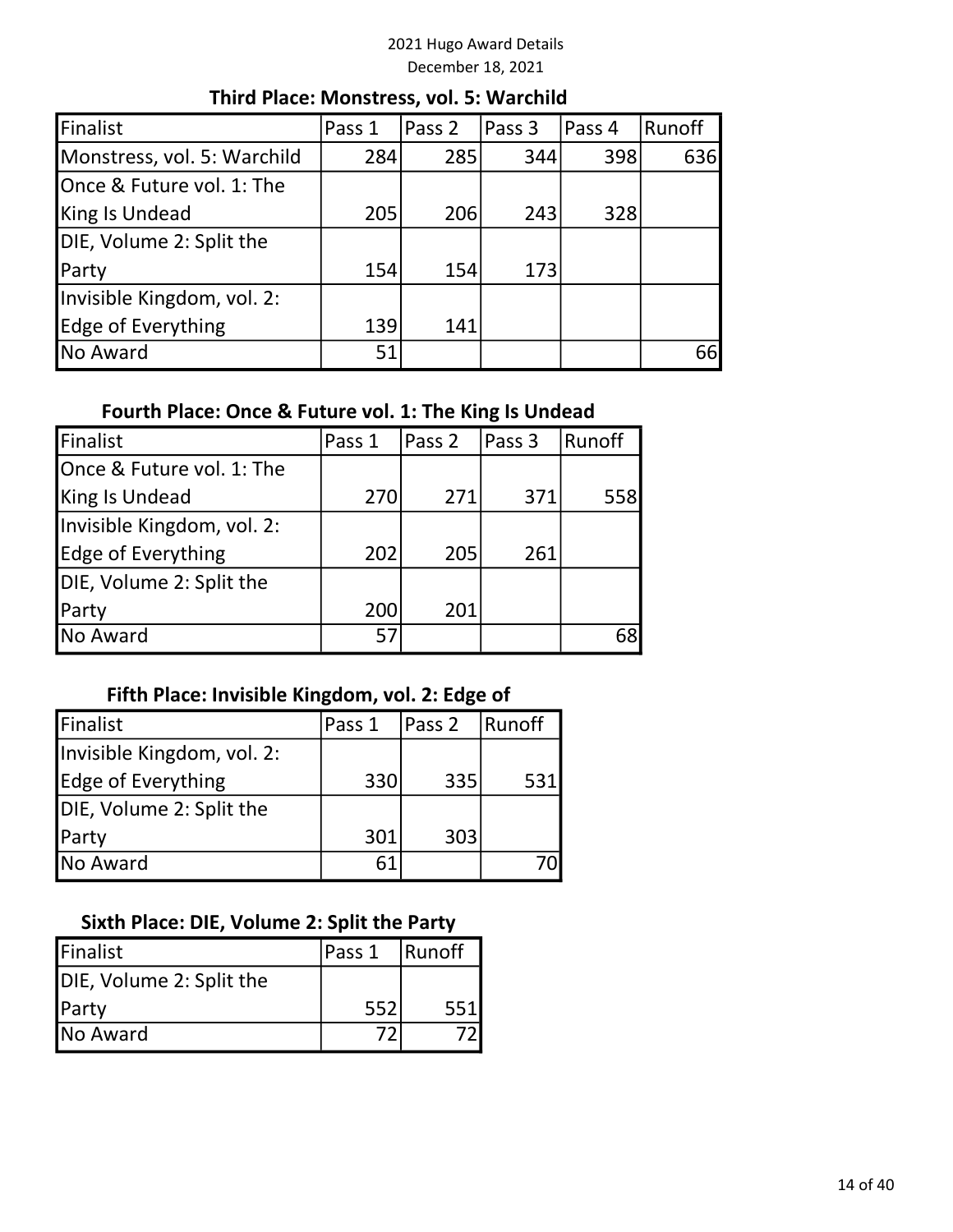### Third Place: Monstress, vol. 5: Warchild

| Finalist | Pass 1 | Pass 2 | Pass 3 | Pass 4 | Runoff |
|---|---|---|---|---|---|
| Monstress, vol. 5: Warchild | 284 | 285 | 344 | 398 | 636 |
| Once & Future vol. 1: The King Is Undead | 205 | 206 | 243 | 328 | |
| DIE, Volume 2: Split the Party | 154 | 154 | 173 | | |
| Invisible Kingdom, vol. 2: Edge of Everything | 139 | 141 | | | |
| No Award | 51 | | | | 66 |

### Fourth Place: Once & Future vol. 1: The King Is Undead

| Finalist | Pass 1 | Pass 2 | Pass 3 | Runoff |
|---|---|---|---|---|
| Once & Future vol. 1: The King Is Undead | 270 | 271 | 371 | 558 |
| Invisible Kingdom, vol. 2: Edge of Everything | 202 | 205 | 261 | |
| DIE, Volume 2: Split the Party | 200 | 201 | | |
| No Award | 57 | | | 68 |

### Fifth Place: Invisible Kingdom, vol. 2: Edge of

| Finalist | Pass 1 | Pass 2 | Runoff |
|---|---|---|---|
| Invisible Kingdom, vol. 2: Edge of Everything | 330 | 335 | 531 |
| DIE, Volume 2: Split the Party | 301 | 303 | |
| No Award | 61 | | 70 |

### Sixth Place: DIE, Volume 2: Split the Party

| Finalist | Pass 1 | Runoff |
|---|---|---|
| DIE, Volume 2: Split the Party | 552 | 551 |
| No Award | 72 | 72 |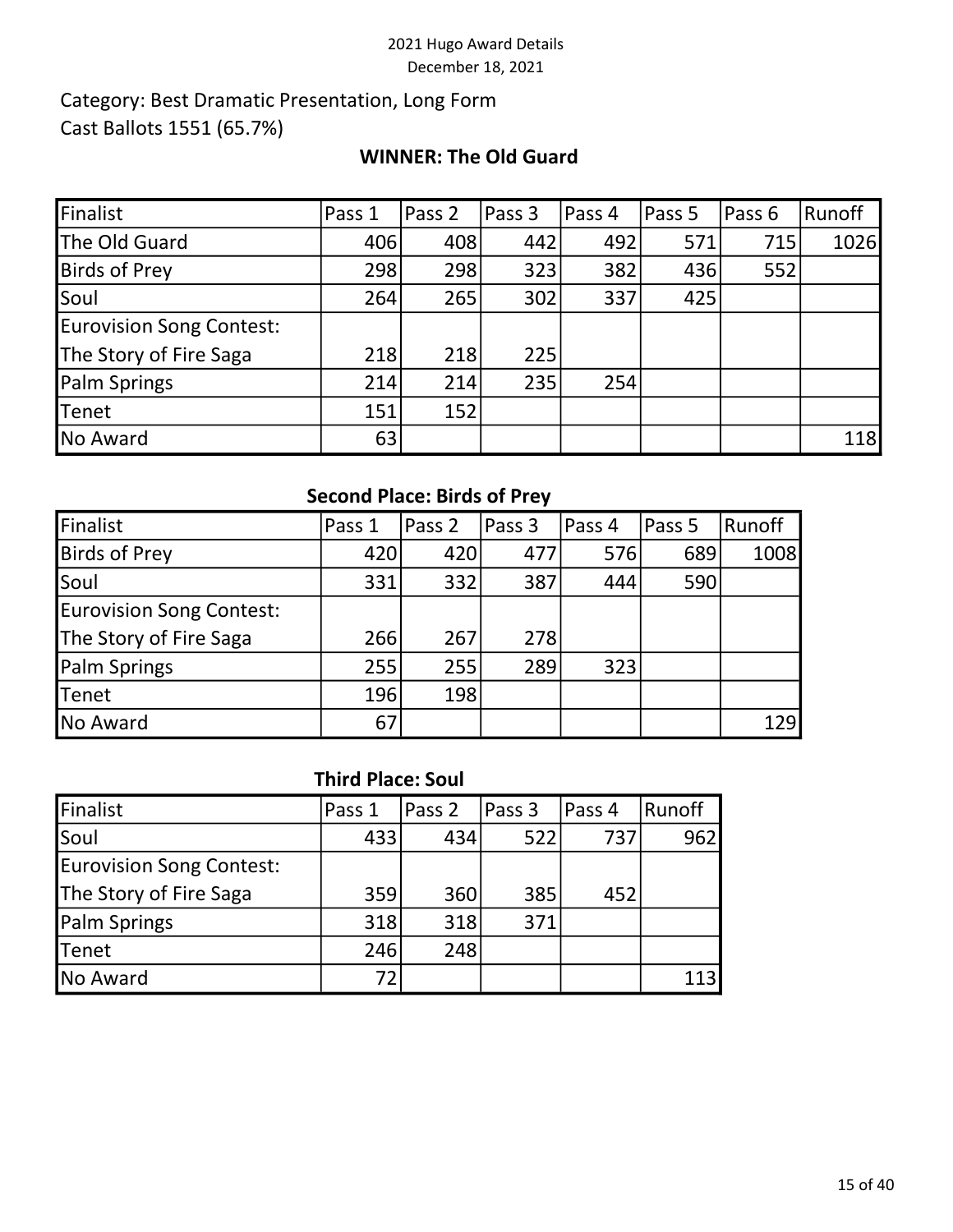Category: Best Dramatic Presentation, Long Form

Cast Ballots 1551 (65.7%)

**WINNER: The Old Guard**

| Finalist | Pass 1 | Pass 2 | Pass 3 | Pass 4 | Pass 5 | Pass 6 | Runoff |
|---|---|---|---|---|---|---|---|
| The Old Guard | 406 | 408 | 442 | 492 | 571 | 715 | 1026 |
| Birds of Prey | 298 | 298 | 323 | 382 | 436 | 552 | |
| Soul | 264 | 265 | 302 | 337 | 425 | | |
| Eurovision Song Contest: The Story of Fire Saga | 218 | 218 | 225 | | | | |
| Palm Springs | 214 | 214 | 235 | 254 | | | |
| Tenet | 151 | 152 | | | | | |
| No Award | 63 | | | | | | 118 |

**Second Place: Birds of Prey**

| Finalist | Pass 1 | Pass 2 | Pass 3 | Pass 4 | Pass 5 | Runoff |
|---|---|---|---|---|---|---|
| Birds of Prey | 420 | 420 | 477 | 576 | 689 | 1008 |
| Soul | 331 | 332 | 387 | 444 | 590 | |
| Eurovision Song Contest: The Story of Fire Saga | 266 | 267 | 278 | | | |
| Palm Springs | 255 | 255 | 289 | 323 | | |
| Tenet | 196 | 198 | | | | |
| No Award | 67 | | | | | 129 |

**Third Place: Soul**

| Finalist | Pass 1 | Pass 2 | Pass 3 | Pass 4 | Runoff |
|---|---|---|---|---|---|
| Soul | 433 | 434 | 522 | 737 | 962 |
| Eurovision Song Contest: The Story of Fire Saga | 359 | 360 | 385 | 452 | |
| Palm Springs | 318 | 318 | 371 | | |
| Tenet | 246 | 248 | | | |
| No Award | 72 | | | | 113 |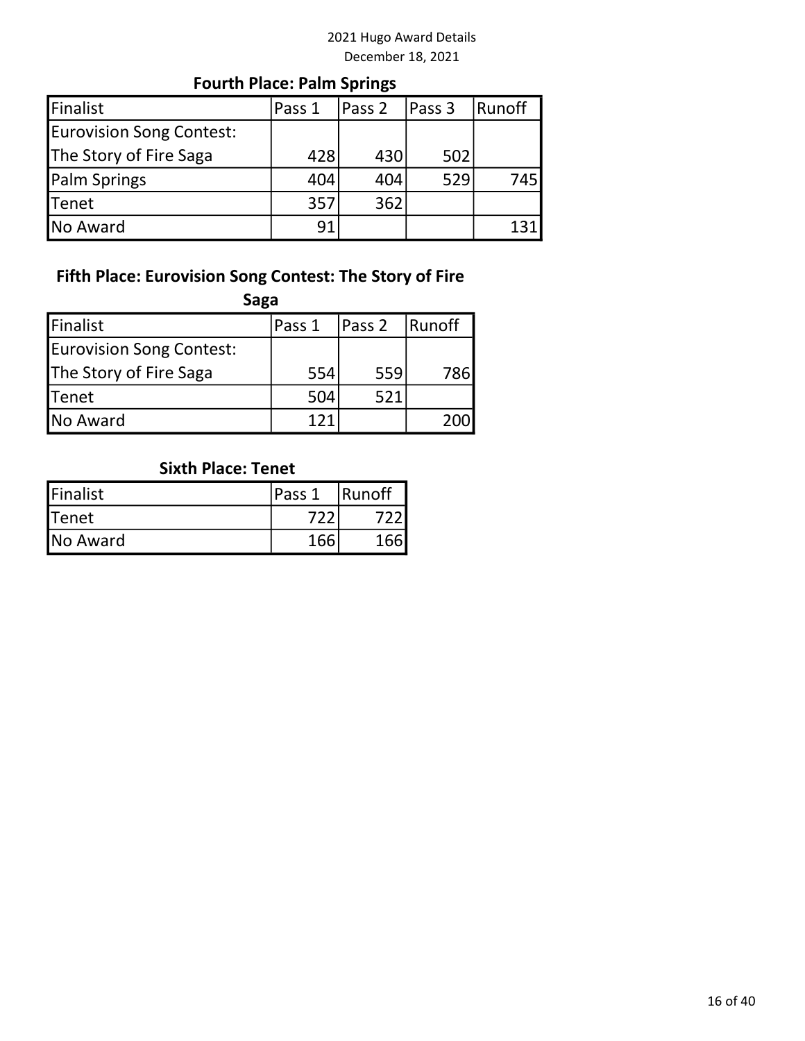### Fourth Place: Palm Springs

| Finalist | Pass 1 | Pass 2 | Pass 3 | Runoff |
|---|---|---|---|---|
| Eurovision Song Contest: The Story of Fire Saga | 428 | 430 | 502 | |
| Palm Springs | 404 | 404 | 529 | 745 |
| Tenet | 357 | 362 | | |
| No Award | 91 | | | 131 |

### Fifth Place: Eurovision Song Contest: The Story of Fire Saga

| Finalist | Pass 1 | Pass 2 | Runoff |
|---|---|---|---|
| Eurovision Song Contest: The Story of Fire Saga | 554 | 559 | 786 |
| Tenet | 504 | 521 | |
| No Award | 121 | | 200 |

### Sixth Place: Tenet

| Finalist | Pass 1 | Runoff |
|---|---|---|
| Tenet | 722 | 722 |
| No Award | 166 | 166 |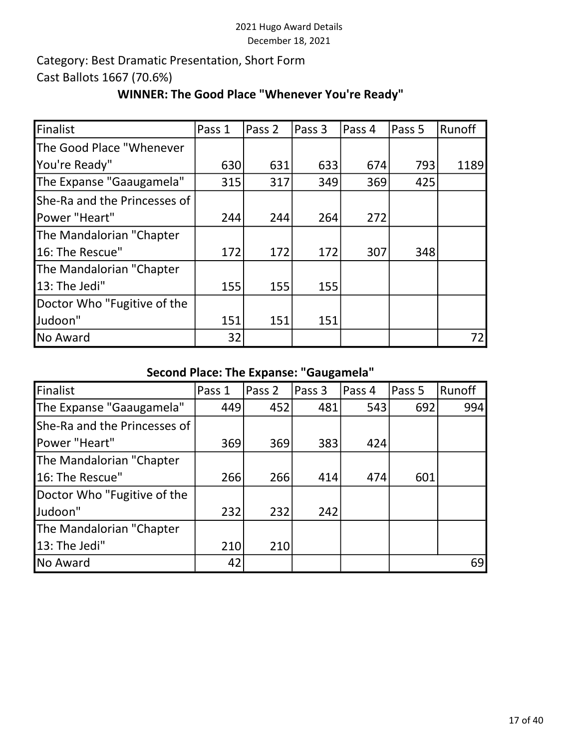Category: Best Dramatic Presentation, Short Form

Cast Ballots 1667 (70.6%)

**WINNER: The Good Place "Whenever You're Ready"**

| Finalist | Pass 1 | Pass 2 | Pass 3 | Pass 4 | Pass 5 | Runoff |
|---|---|---|---|---|---|---|
| The Good Place "Whenever You're Ready" | 630 | 631 | 633 | 674 | 793 | 1189 |
| The Expanse "Gaaugamela" | 315 | 317 | 349 | 369 | 425 | |
| She-Ra and the Princesses of Power "Heart" | 244 | 244 | 264 | 272 | | |
| The Mandalorian "Chapter 16: The Rescue" | 172 | 172 | 172 | 307 | 348 | |
| The Mandalorian "Chapter 13: The Jedi" | 155 | 155 | 155 | | | |
| Doctor Who "Fugitive of the Judoon" | 151 | 151 | 151 | | | |
| No Award | 32 | | | | | 72 |

**Second Place: The Expanse: "Gaugamela"**

| Finalist | Pass 1 | Pass 2 | Pass 3 | Pass 4 | Pass 5 | Runoff |
|---|---|---|---|---|---|---|
| The Expanse "Gaaugamela" | 449 | 452 | 481 | 543 | 692 | 994 |
| She-Ra and the Princesses of Power "Heart" | 369 | 369 | 383 | 424 | | |
| The Mandalorian "Chapter 16: The Rescue" | 266 | 266 | 414 | 474 | 601 | |
| Doctor Who "Fugitive of the Judoon" | 232 | 232 | 242 | | | |
| The Mandalorian "Chapter 13: The Jedi" | 210 | 210 | | | | |
| No Award | 42 | | | | | 69 |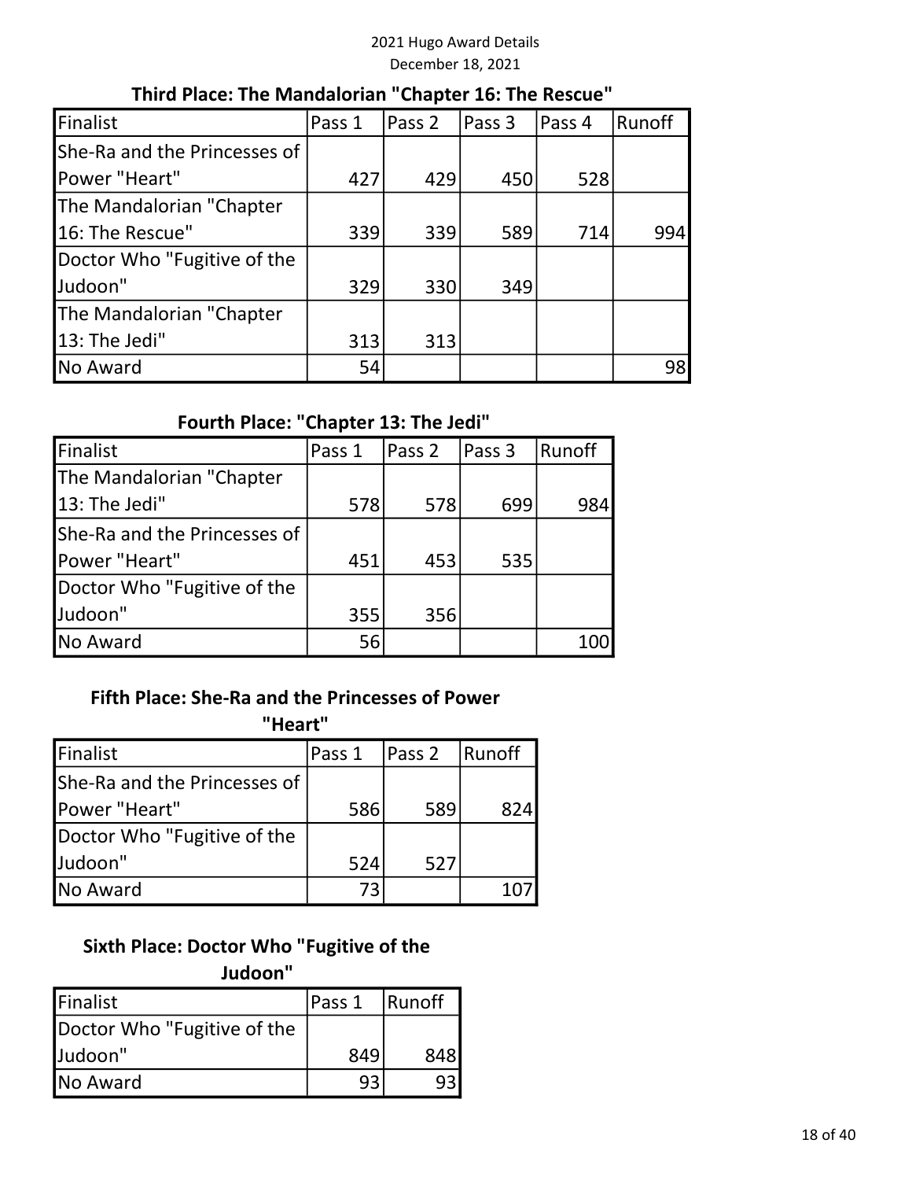## Third Place: The Mandalorian "Chapter 16: The Rescue"

| Finalist | Pass 1 | Pass 2 | Pass 3 | Pass 4 | Runoff |
|---|---|---|---|---|---|
| She-Ra and the Princesses of Power "Heart" | 427 | 429 | 450 | 528 | |
| The Mandalorian "Chapter 16: The Rescue" | 339 | 339 | 589 | 714 | 994 |
| Doctor Who "Fugitive of the Judoon" | 329 | 330 | 349 | | |
| The Mandalorian "Chapter 13: The Jedi" | 313 | 313 | | | |
| No Award | 54 | | | | 98 |

## Fourth Place: "Chapter 13: The Jedi"

| Finalist | Pass 1 | Pass 2 | Pass 3 | Runoff |
|---|---|---|---|---|
| The Mandalorian "Chapter 13: The Jedi" | 578 | 578 | 699 | 984 |
| She-Ra and the Princesses of Power "Heart" | 451 | 453 | 535 | |
| Doctor Who "Fugitive of the Judoon" | 355 | 356 | | |
| No Award | 56 | | | 100 |

## Fifth Place: She-Ra and the Princesses of Power "Heart"

| Finalist | Pass 1 | Pass 2 | Runoff |
|---|---|---|---|
| She-Ra and the Princesses of Power "Heart" | 586 | 589 | 824 |
| Doctor Who "Fugitive of the Judoon" | 524 | 527 | |
| No Award | 73 | | 107 |

## Sixth Place: Doctor Who "Fugitive of the Judoon"

| Finalist | Pass 1 | Runoff |
|---|---|---|
| Doctor Who "Fugitive of the Judoon" | 849 | 848 |
| No Award | 93 | 93 |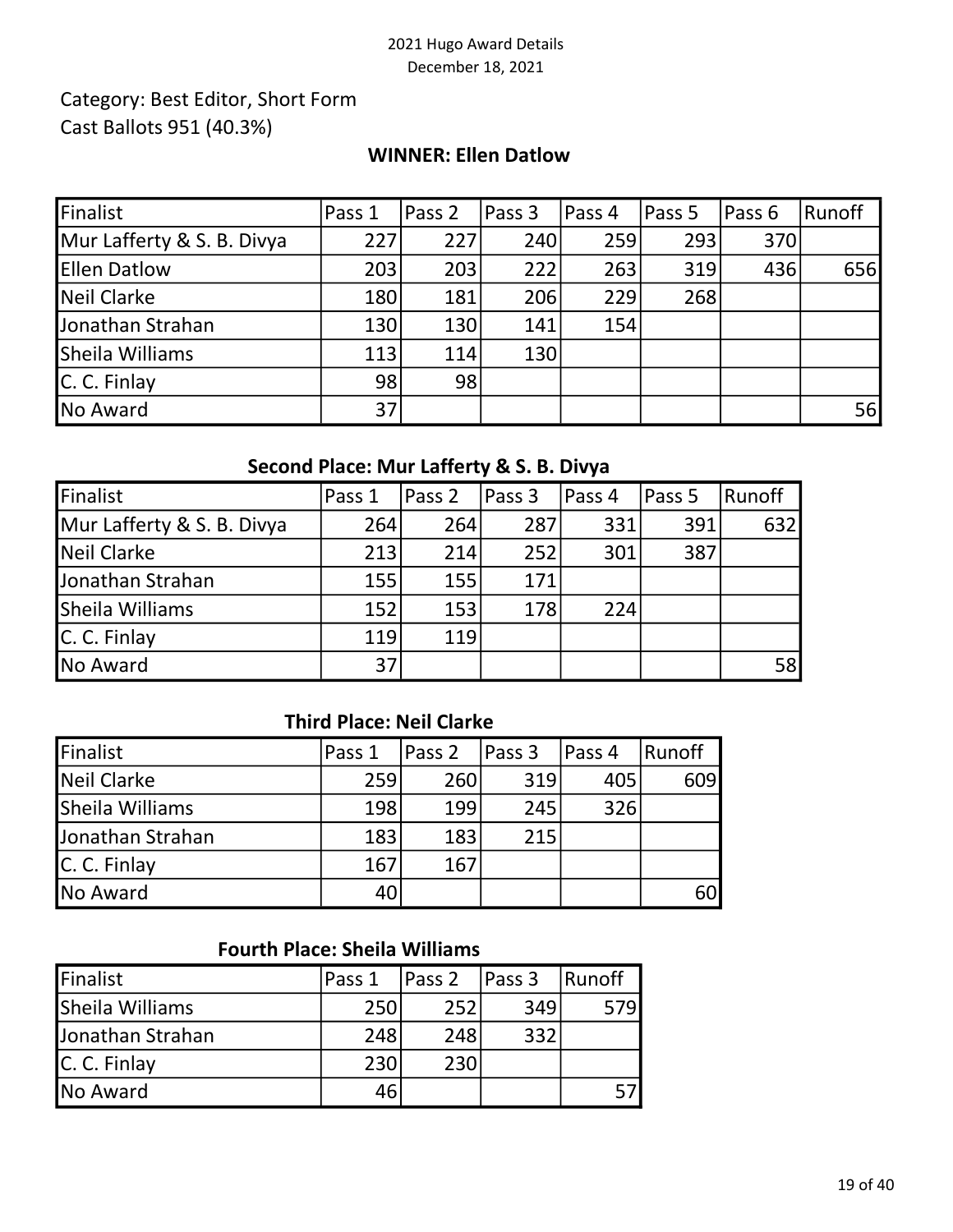Category: Best Editor, Short Form
Cast Ballots 951 (40.3%)

**WINNER: Ellen Datlow**

| Finalist | Pass 1 | Pass 2 | Pass 3 | Pass 4 | Pass 5 | Pass 6 | Runoff |
|---|---|---|---|---|---|---|---|
| Mur Lafferty & S. B. Divya | 227 | 227 | 240 | 259 | 293 | 370 | |
| Ellen Datlow | 203 | 203 | 222 | 263 | 319 | 436 | 656 |
| Neil Clarke | 180 | 181 | 206 | 229 | 268 | | |
| Jonathan Strahan | 130 | 130 | 141 | 154 | | | |
| Sheila Williams | 113 | 114 | 130 | | | | |
| C. C. Finlay | 98 | 98 | | | | | |
| No Award | 37 | | | | | | 56 |

**Second Place: Mur Lafferty & S. B. Divya**

| Finalist | Pass 1 | Pass 2 | Pass 3 | Pass 4 | Pass 5 | Runoff |
|---|---|---|---|---|---|---|
| Mur Lafferty & S. B. Divya | 264 | 264 | 287 | 331 | 391 | 632 |
| Neil Clarke | 213 | 214 | 252 | 301 | 387 | |
| Jonathan Strahan | 155 | 155 | 171 | | | |
| Sheila Williams | 152 | 153 | 178 | 224 | | |
| C. C. Finlay | 119 | 119 | | | | |
| No Award | 37 | | | | | 58 |

**Third Place: Neil Clarke**

| Finalist | Pass 1 | Pass 2 | Pass 3 | Pass 4 | Runoff |
|---|---|---|---|---|---|
| Neil Clarke | 259 | 260 | 319 | 405 | 609 |
| Sheila Williams | 198 | 199 | 245 | 326 | |
| Jonathan Strahan | 183 | 183 | 215 | | |
| C. C. Finlay | 167 | 167 | | | |
| No Award | 40 | | | | 60 |

**Fourth Place: Sheila Williams**

| Finalist | Pass 1 | Pass 2 | Pass 3 | Runoff |
|---|---|---|---|---|
| Sheila Williams | 250 | 252 | 349 | 579 |
| Jonathan Strahan | 248 | 248 | 332 | |
| C. C. Finlay | 230 | 230 | | |
| No Award | 46 | | | 57 |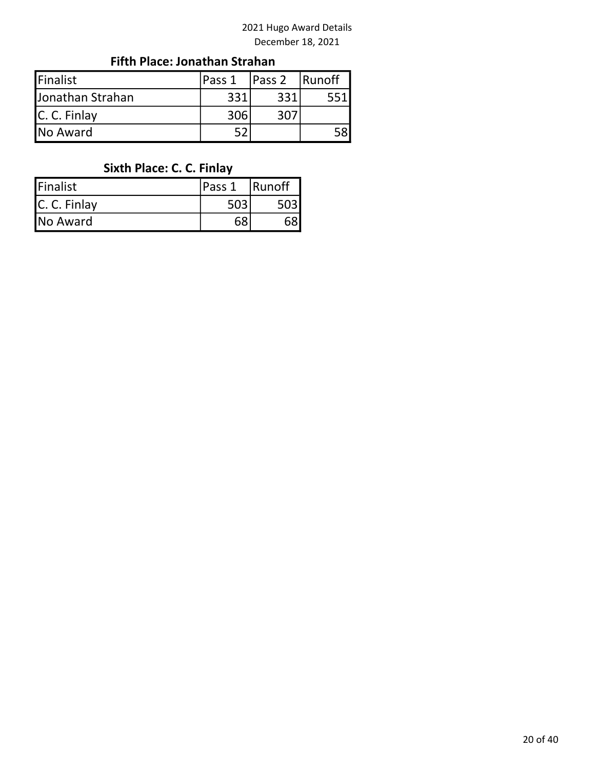## Fifth Place: Jonathan Strahan

| Finalist | Pass 1 | Pass 2 | Runoff |
|---|---|---|---|
| Jonathan Strahan | 331 | 331 | 551 |
| C. C. Finlay | 306 | 307 | |
| No Award | 52 | | 58 |

## Sixth Place: C. C. Finlay

| Finalist | Pass 1 | Runoff |
|---|---|---|
| C. C. Finlay | 503 | 503 |
| No Award | 68 | 68 |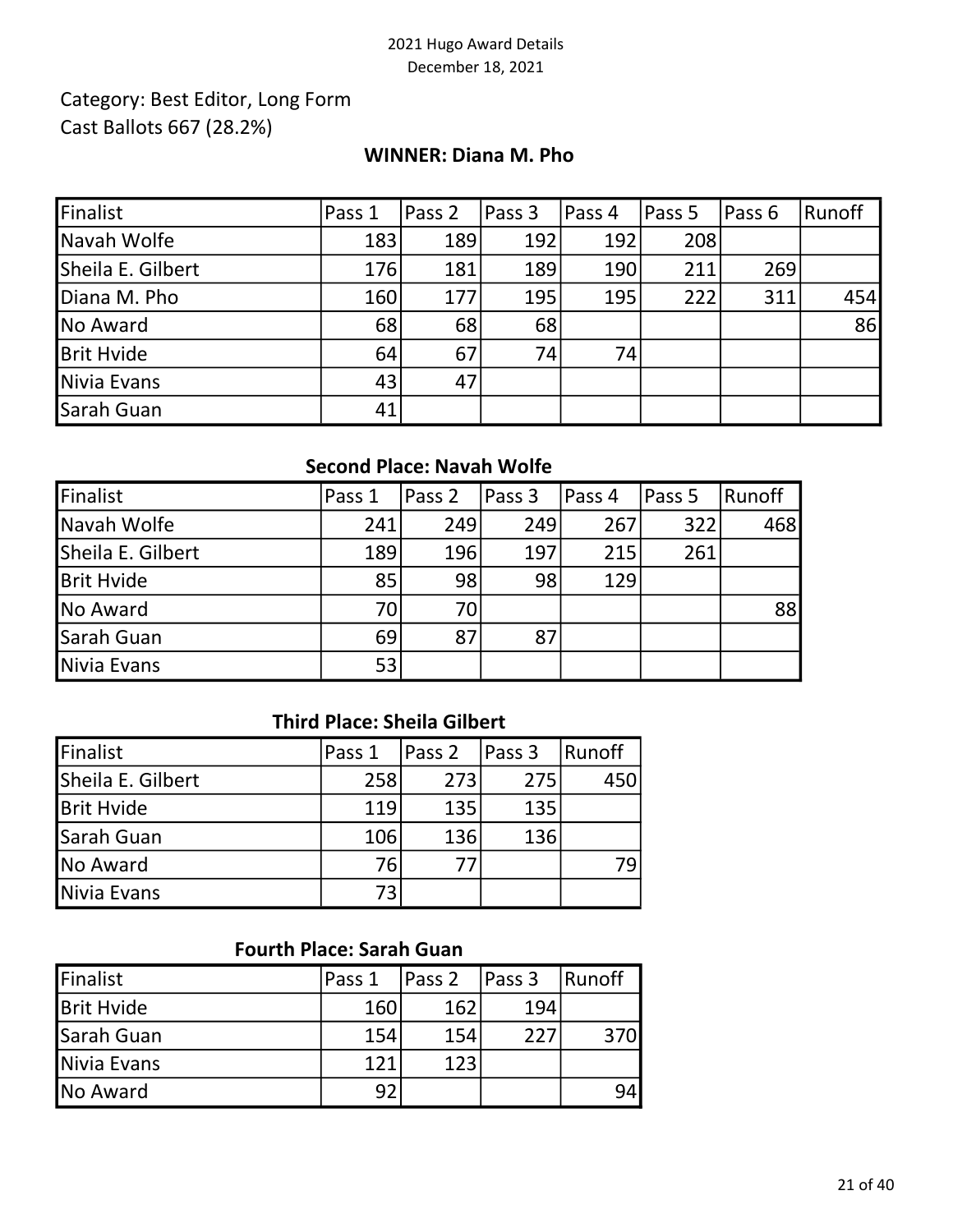Category: Best Editor, Long Form
Cast Ballots 667 (28.2%)

**WINNER: Diana M. Pho**

| Finalist | Pass 1 | Pass 2 | Pass 3 | Pass 4 | Pass 5 | Pass 6 | Runoff |
|---|---|---|---|---|---|---|---|
| Navah Wolfe | 183 | 189 | 192 | 192 | 208 | | |
| Sheila E. Gilbert | 176 | 181 | 189 | 190 | 211 | 269 | |
| Diana M. Pho | 160 | 177 | 195 | 195 | 222 | 311 | 454 |
| No Award | 68 | 68 | 68 | | | | 86 |
| Brit Hvide | 64 | 67 | 74 | 74 | | | |
| Nivia Evans | 43 | 47 | | | | | |
| Sarah Guan | 41 | | | | | | |

**Second Place: Navah Wolfe**

| Finalist | Pass 1 | Pass 2 | Pass 3 | Pass 4 | Pass 5 | Runoff |
|---|---|---|---|---|---|---|
| Navah Wolfe | 241 | 249 | 249 | 267 | 322 | 468 |
| Sheila E. Gilbert | 189 | 196 | 197 | 215 | 261 | |
| Brit Hvide | 85 | 98 | 98 | 129 | | |
| No Award | 70 | 70 | | | | 88 |
| Sarah Guan | 69 | 87 | 87 | | | |
| Nivia Evans | 53 | | | | | |

**Third Place: Sheila Gilbert**

| Finalist | Pass 1 | Pass 2 | Pass 3 | Runoff |
|---|---|---|---|---|
| Sheila E. Gilbert | 258 | 273 | 275 | 450 |
| Brit Hvide | 119 | 135 | 135 | |
| Sarah Guan | 106 | 136 | 136 | |
| No Award | 76 | 77 | | 79 |
| Nivia Evans | 73 | | | |

**Fourth Place: Sarah Guan**

| Finalist | Pass 1 | Pass 2 | Pass 3 | Runoff |
|---|---|---|---|---|
| Brit Hvide | 160 | 162 | 194 | |
| Sarah Guan | 154 | 154 | 227 | 370 |
| Nivia Evans | 121 | 123 | | |
| No Award | 92 | | | 94 |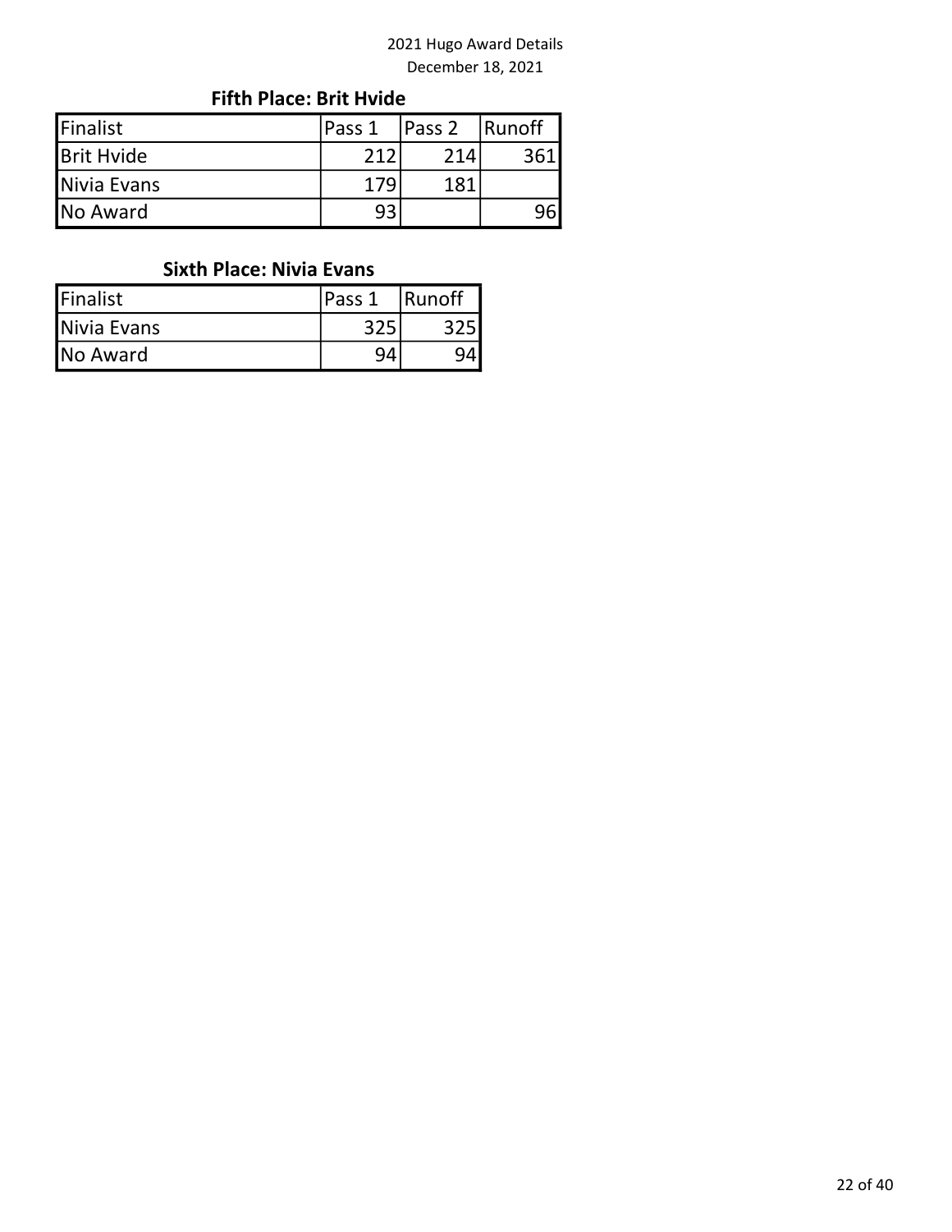### Fifth Place: Brit Hvide

| Finalist | Pass 1 | Pass 2 | Runoff |
|---|---|---|---|
| Brit Hvide | 212 | 214 | 361 |
| Nivia Evans | 179 | 181 | |
| No Award | 93 | | 96 |

### Sixth Place: Nivia Evans

| Finalist | Pass 1 | Runoff |
|---|---|---|
| Nivia Evans | 325 | 325 |
| No Award | 94 | 94 |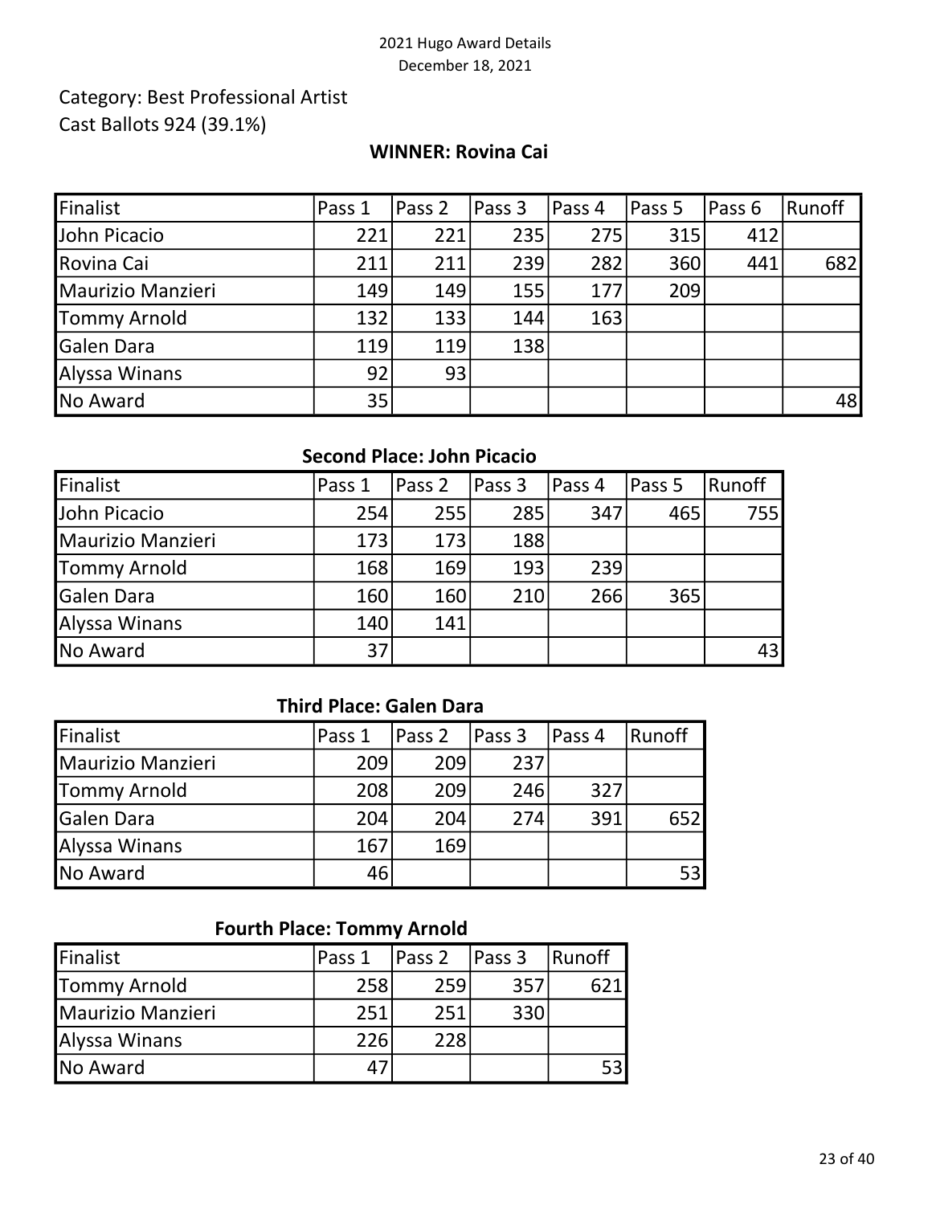2021 Hugo Award Details
December 18, 2021

Category: Best Professional Artist
Cast Ballots 924 (39.1%)

**WINNER: Rovina Cai**

| Finalist | Pass 1 | Pass 2 | Pass 3 | Pass 4 | Pass 5 | Pass 6 | Runoff |
|---|---|---|---|---|---|---|---|
| John Picacio | 221 | 221 | 235 | 275 | 315 | 412 | |
| Rovina Cai | 211 | 211 | 239 | 282 | 360 | 441 | 682 |
| Maurizio Manzieri | 149 | 149 | 155 | 177 | 209 | | |
| Tommy Arnold | 132 | 133 | 144 | 163 | | | |
| Galen Dara | 119 | 119 | 138 | | | | |
| Alyssa Winans | 92 | 93 | | | | | |
| No Award | 35 | | | | | | 48 |

**Second Place: John Picacio**

| Finalist | Pass 1 | Pass 2 | Pass 3 | Pass 4 | Pass 5 | Runoff |
|---|---|---|---|---|---|---|
| John Picacio | 254 | 255 | 285 | 347 | 465 | 755 |
| Maurizio Manzieri | 173 | 173 | 188 | | | |
| Tommy Arnold | 168 | 169 | 193 | 239 | | |
| Galen Dara | 160 | 160 | 210 | 266 | 365 | |
| Alyssa Winans | 140 | 141 | | | | |
| No Award | 37 | | | | | 43 |

**Third Place: Galen Dara**

| Finalist | Pass 1 | Pass 2 | Pass 3 | Pass 4 | Runoff |
|---|---|---|---|---|---|
| Maurizio Manzieri | 209 | 209 | 237 | | |
| Tommy Arnold | 208 | 209 | 246 | 327 | |
| Galen Dara | 204 | 204 | 274 | 391 | 652 |
| Alyssa Winans | 167 | 169 | | | |
| No Award | 46 | | | | 53 |

**Fourth Place: Tommy Arnold**

| Finalist | Pass 1 | Pass 2 | Pass 3 | Runoff |
|---|---|---|---|---|
| Tommy Arnold | 258 | 259 | 357 | 621 |
| Maurizio Manzieri | 251 | 251 | 330 | |
| Alyssa Winans | 226 | 228 | | |
| No Award | 47 | | | 53 |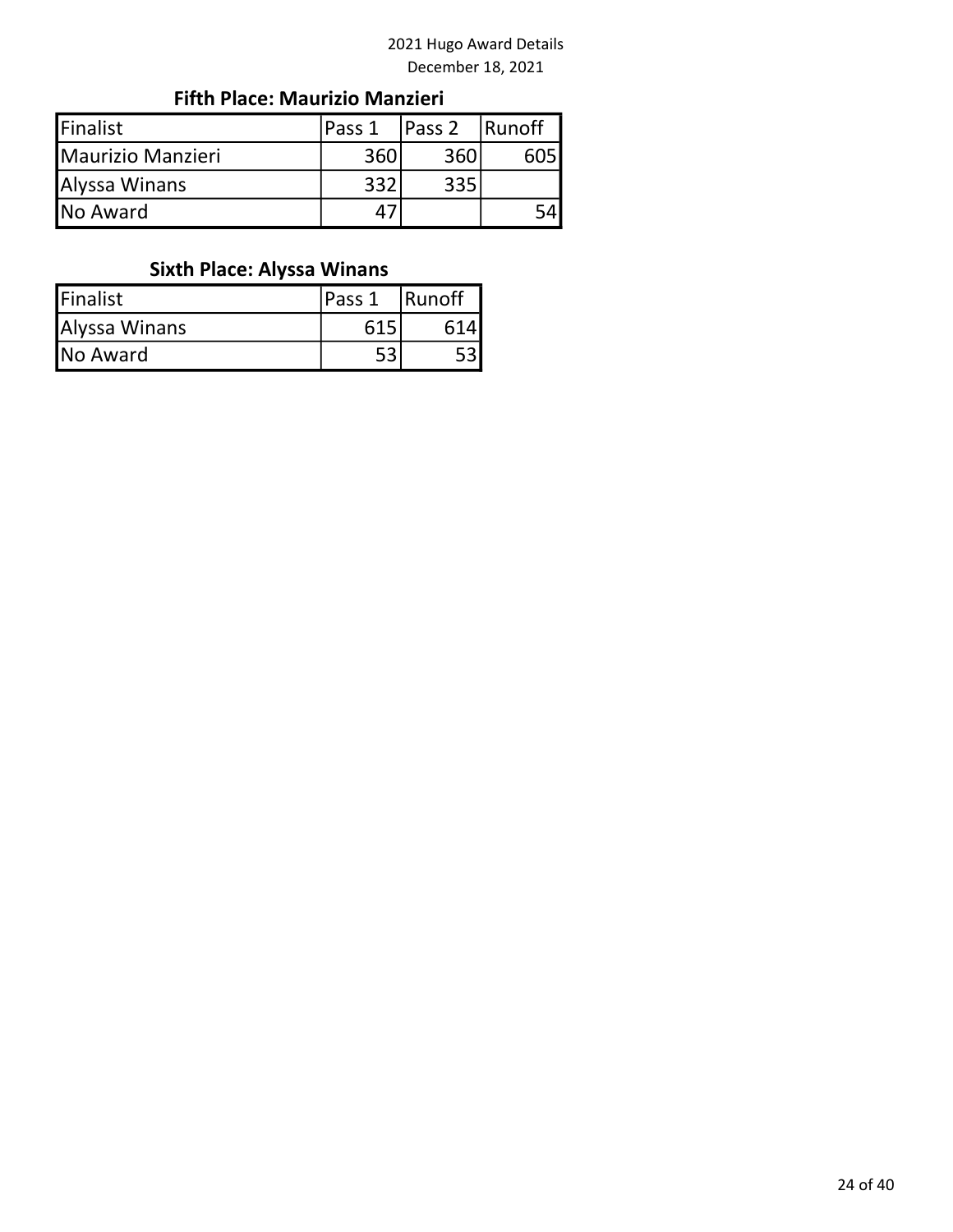### Fifth Place: Maurizio Manzieri

| Finalist | Pass 1 | Pass 2 | Runoff |
| --- | --- | --- | --- |
| Maurizio Manzieri | 360 | 360 | 605 |
| Alyssa Winans | 332 | 335 | |
| No Award | 47 | | 54 |

### Sixth Place: Alyssa Winans

| Finalist | Pass 1 | Runoff |
| --- | --- | --- |
| Alyssa Winans | 615 | 614 |
| No Award | 53 | 53 |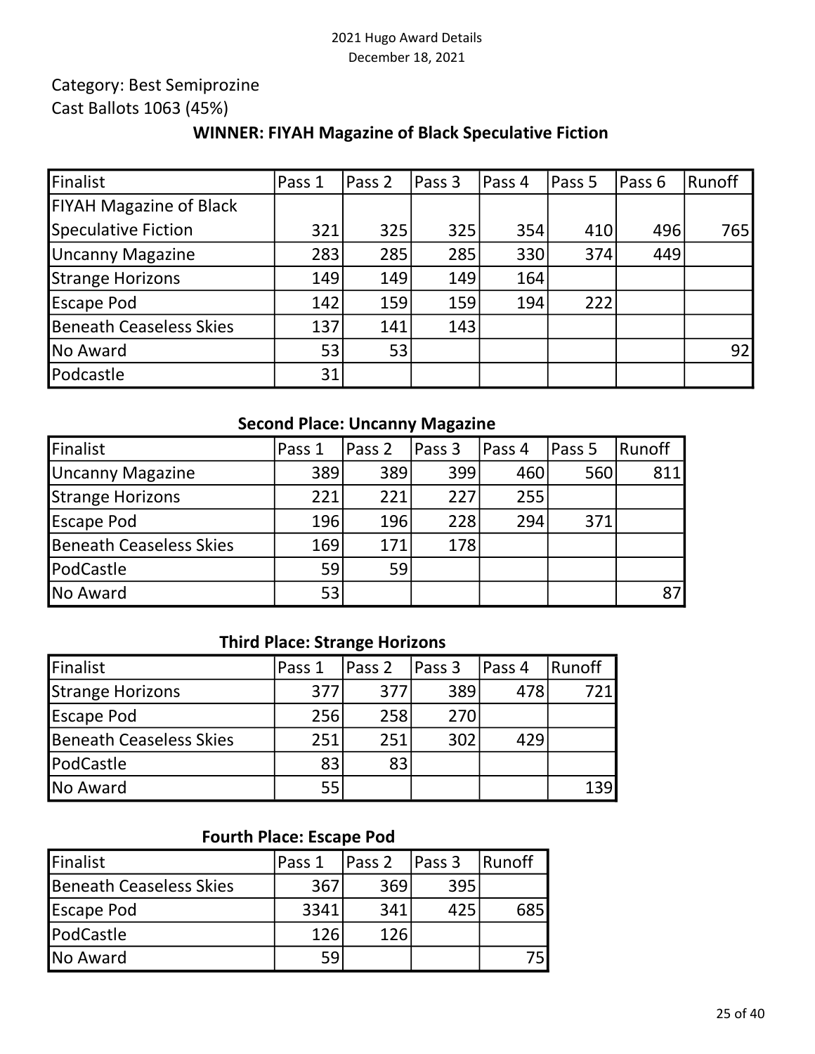Category: Best Semiprozine

Cast Ballots 1063 (45%)

**WINNER: FIYAH Magazine of Black Speculative Fiction**

| Finalist | Pass 1 | Pass 2 | Pass 3 | Pass 4 | Pass 5 | Pass 6 | Runoff |
|---|---|---|---|---|---|---|---|
| FIYAH Magazine of Black Speculative Fiction | 321 | 325 | 325 | 354 | 410 | 496 | 765 |
| Uncanny Magazine | 283 | 285 | 285 | 330 | 374 | 449 | |
| Strange Horizons | 149 | 149 | 149 | 164 | | | |
| Escape Pod | 142 | 159 | 159 | 194 | 222 | | |
| Beneath Ceaseless Skies | 137 | 141 | 143 | | | | |
| No Award | 53 | 53 | | | | | 92 |
| Podcastle | 31 | | | | | | |

**Second Place: Uncanny Magazine**

| Finalist | Pass 1 | Pass 2 | Pass 3 | Pass 4 | Pass 5 | Runoff |
|---|---|---|---|---|---|---|
| Uncanny Magazine | 389 | 389 | 399 | 460 | 560 | 811 |
| Strange Horizons | 221 | 221 | 227 | 255 | | |
| Escape Pod | 196 | 196 | 228 | 294 | 371 | |
| Beneath Ceaseless Skies | 169 | 171 | 178 | | | |
| PodCastle | 59 | 59 | | | | |
| No Award | 53 | | | | | 87 |

**Third Place: Strange Horizons**

| Finalist | Pass 1 | Pass 2 | Pass 3 | Pass 4 | Runoff |
|---|---|---|---|---|---|
| Strange Horizons | 377 | 377 | 389 | 478 | 721 |
| Escape Pod | 256 | 258 | 270 | | |
| Beneath Ceaseless Skies | 251 | 251 | 302 | 429 | |
| PodCastle | 83 | 83 | | | |
| No Award | 55 | | | | 139 |

**Fourth Place: Escape Pod**

| Finalist | Pass 1 | Pass 2 | Pass 3 | Runoff |
|---|---|---|---|---|
| Beneath Ceaseless Skies | 367 | 369 | 395 | |
| Escape Pod | 3341 | 341 | 425 | 685 |
| PodCastle | 126 | 126 | | |
| No Award | 59 | | | 75 |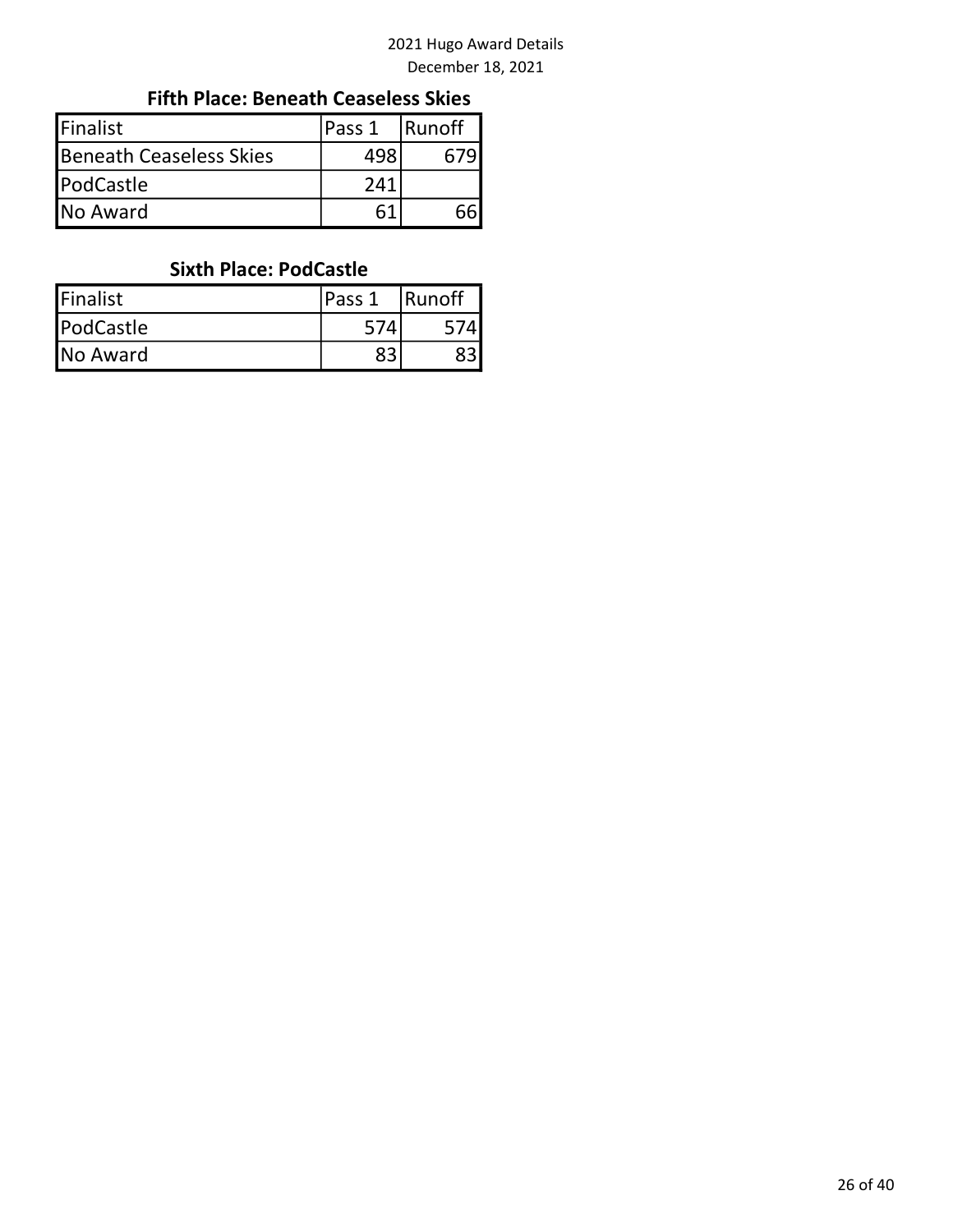### Fifth Place: Beneath Ceaseless Skies

| Finalist | Pass 1 | Runoff |
|---|---|---|
| Beneath Ceaseless Skies | 498 | 679 |
| PodCastle | 241 | |
| No Award | 61 | 66 |

### Sixth Place: PodCastle

| Finalist | Pass 1 | Runoff |
|---|---|---|
| PodCastle | 574 | 574 |
| No Award | 83 | 83 |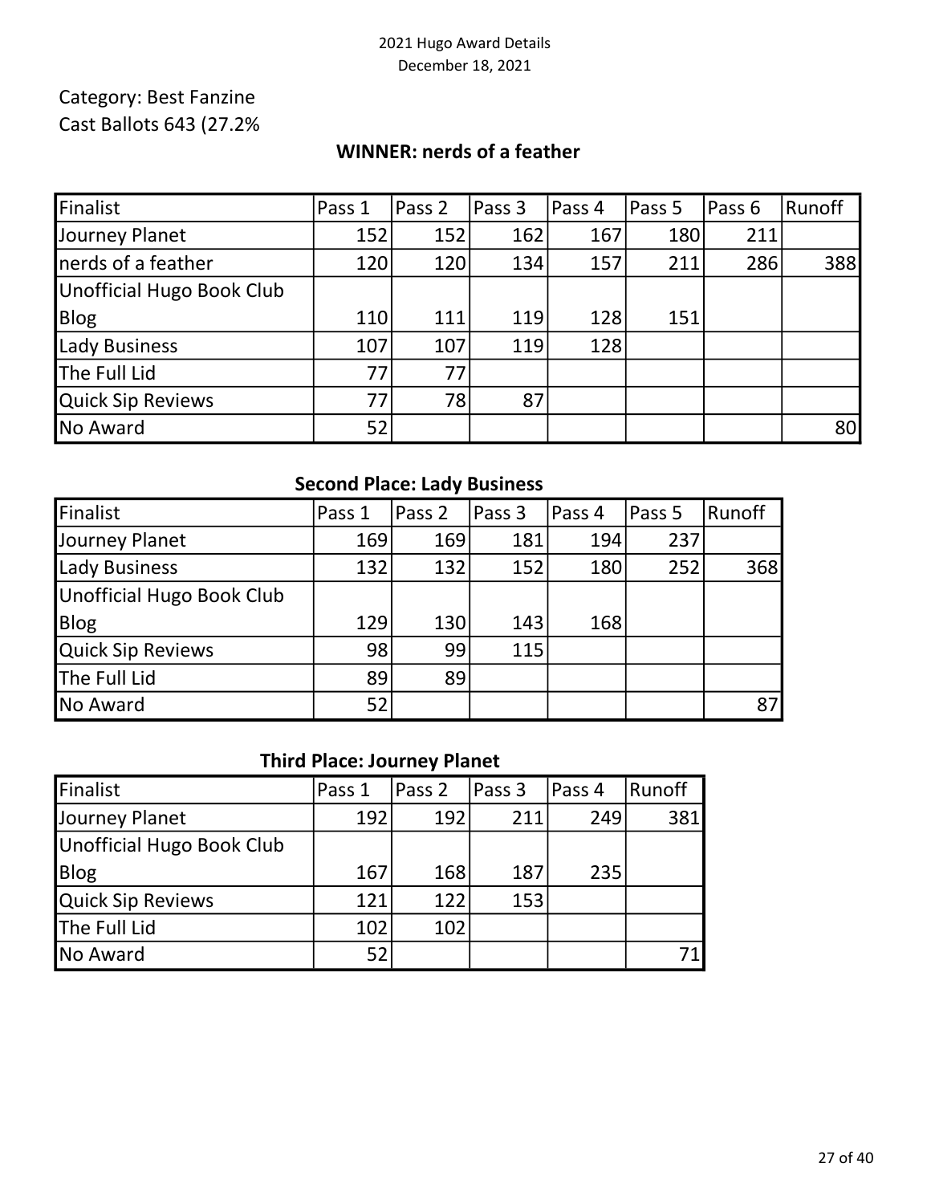Category: Best Fanzine

Cast Ballots 643 (27.2%

### WINNER: nerds of a feather

| Finalist | Pass 1 | Pass 2 | Pass 3 | Pass 4 | Pass 5 | Pass 6 | Runoff |
|---|---|---|---|---|---|---|---|
| Journey Planet | 152 | 152 | 162 | 167 | 180 | 211 | |
| nerds of a feather | 120 | 120 | 134 | 157 | 211 | 286 | 388 |
| Unofficial Hugo Book Club Blog | 110 | 111 | 119 | 128 | 151 | | |
| Lady Business | 107 | 107 | 119 | 128 | | | |
| The Full Lid | 77 | 77 | | | | | |
| Quick Sip Reviews | 77 | 78 | 87 | | | | |
| No Award | 52 | | | | | | 80 |

### Second Place: Lady Business

| Finalist | Pass 1 | Pass 2 | Pass 3 | Pass 4 | Pass 5 | Runoff |
|---|---|---|---|---|---|---|
| Journey Planet | 169 | 169 | 181 | 194 | 237 | |
| Lady Business | 132 | 132 | 152 | 180 | 252 | 368 |
| Unofficial Hugo Book Club Blog | 129 | 130 | 143 | 168 | | |
| Quick Sip Reviews | 98 | 99 | 115 | | | |
| The Full Lid | 89 | 89 | | | | |
| No Award | 52 | | | | | 87 |

### Third Place: Journey Planet

| Finalist | Pass 1 | Pass 2 | Pass 3 | Pass 4 | Runoff |
|---|---|---|---|---|---|
| Journey Planet | 192 | 192 | 211 | 249 | 381 |
| Unofficial Hugo Book Club Blog | 167 | 168 | 187 | 235 | |
| Quick Sip Reviews | 121 | 122 | 153 | | |
| The Full Lid | 102 | 102 | | | |
| No Award | 52 | | | | 71 |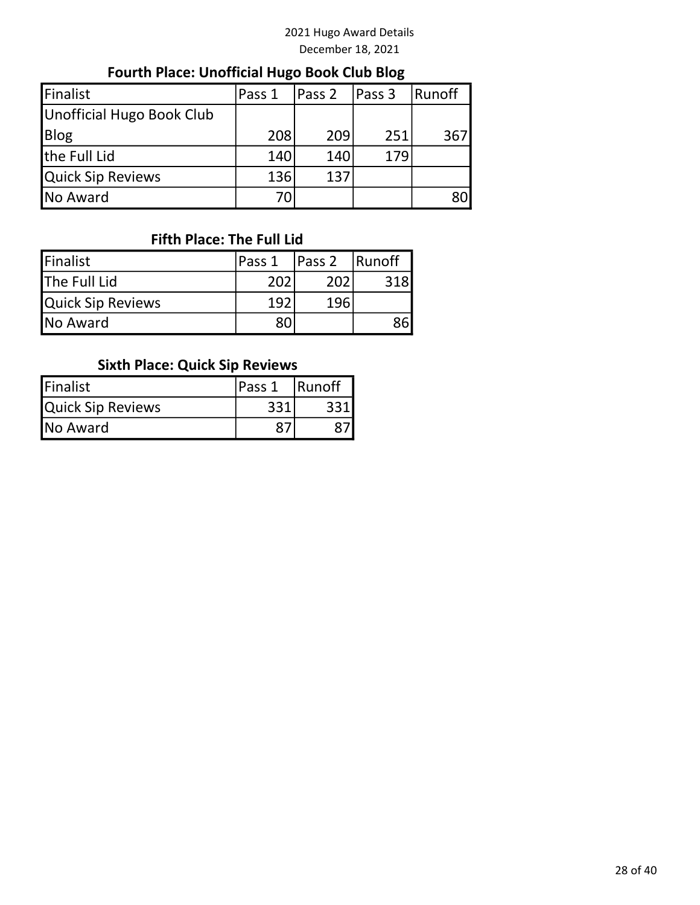### Fourth Place: Unofficial Hugo Book Club Blog

| Finalist | Pass 1 | Pass 2 | Pass 3 | Runoff |
|---|---|---|---|---|
| Unofficial Hugo Book Club Blog | 208 | 209 | 251 | 367 |
| the Full Lid | 140 | 140 | 179 | |
| Quick Sip Reviews | 136 | 137 | | |
| No Award | 70 | | | 80 |

### Fifth Place: The Full Lid

| Finalist | Pass 1 | Pass 2 | Runoff |
|---|---|---|---|
| The Full Lid | 202 | 202 | 318 |
| Quick Sip Reviews | 192 | 196 | |
| No Award | 80 | | 86 |

### Sixth Place: Quick Sip Reviews

| Finalist | Pass 1 | Runoff |
|---|---|---|
| Quick Sip Reviews | 331 | 331 |
| No Award | 87 | 87 |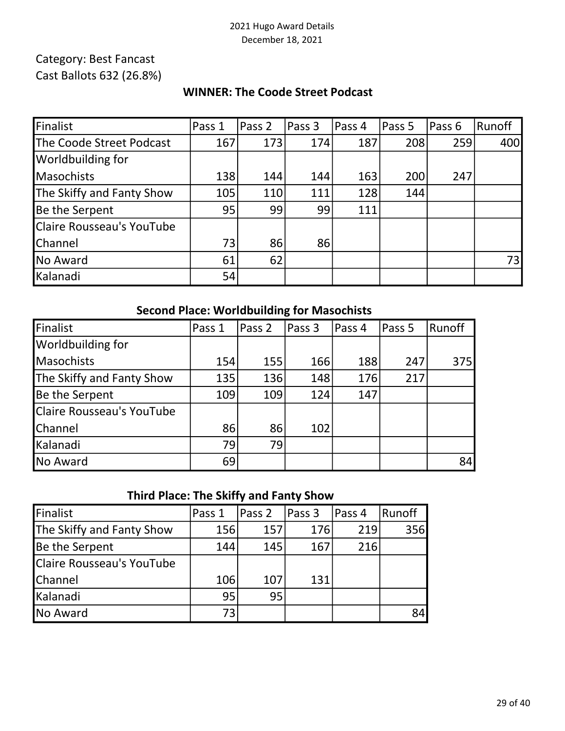Category: Best Fancast
Cast Ballots 632 (26.8%)

**WINNER: The Coode Street Podcast**

| Finalist | Pass 1 | Pass 2 | Pass 3 | Pass 4 | Pass 5 | Pass 6 | Runoff |
|---|---|---|---|---|---|---|---|
| The Coode Street Podcast | 167 | 173 | 174 | 187 | 208 | 259 | 400 |
| Worldbuilding for Masochists | 138 | 144 | 144 | 163 | 200 | 247 | |
| The Skiffy and Fanty Show | 105 | 110 | 111 | 128 | 144 | | |
| Be the Serpent | 95 | 99 | 99 | 111 | | | |
| Claire Rousseau's YouTube Channel | 73 | 86 | 86 | | | | |
| No Award | 61 | 62 | | | | | 73 |
| Kalanadi | 54 | | | | | | |

**Second Place: Worldbuilding for Masochists**

| Finalist | Pass 1 | Pass 2 | Pass 3 | Pass 4 | Pass 5 | Runoff |
|---|---|---|---|---|---|---|
| Worldbuilding for Masochists | 154 | 155 | 166 | 188 | 247 | 375 |
| The Skiffy and Fanty Show | 135 | 136 | 148 | 176 | 217 | |
| Be the Serpent | 109 | 109 | 124 | 147 | | |
| Claire Rousseau's YouTube Channel | 86 | 86 | 102 | | | |
| Kalanadi | 79 | 79 | | | | |
| No Award | 69 | | | | | 84 |

**Third Place: The Skiffy and Fanty Show**

| Finalist | Pass 1 | Pass 2 | Pass 3 | Pass 4 | Runoff |
|---|---|---|---|---|---|
| The Skiffy and Fanty Show | 156 | 157 | 176 | 219 | 356 |
| Be the Serpent | 144 | 145 | 167 | 216 | |
| Claire Rousseau's YouTube Channel | 106 | 107 | 131 | | |
| Kalanadi | 95 | 95 | | | |
| No Award | 73 | | | | 84 |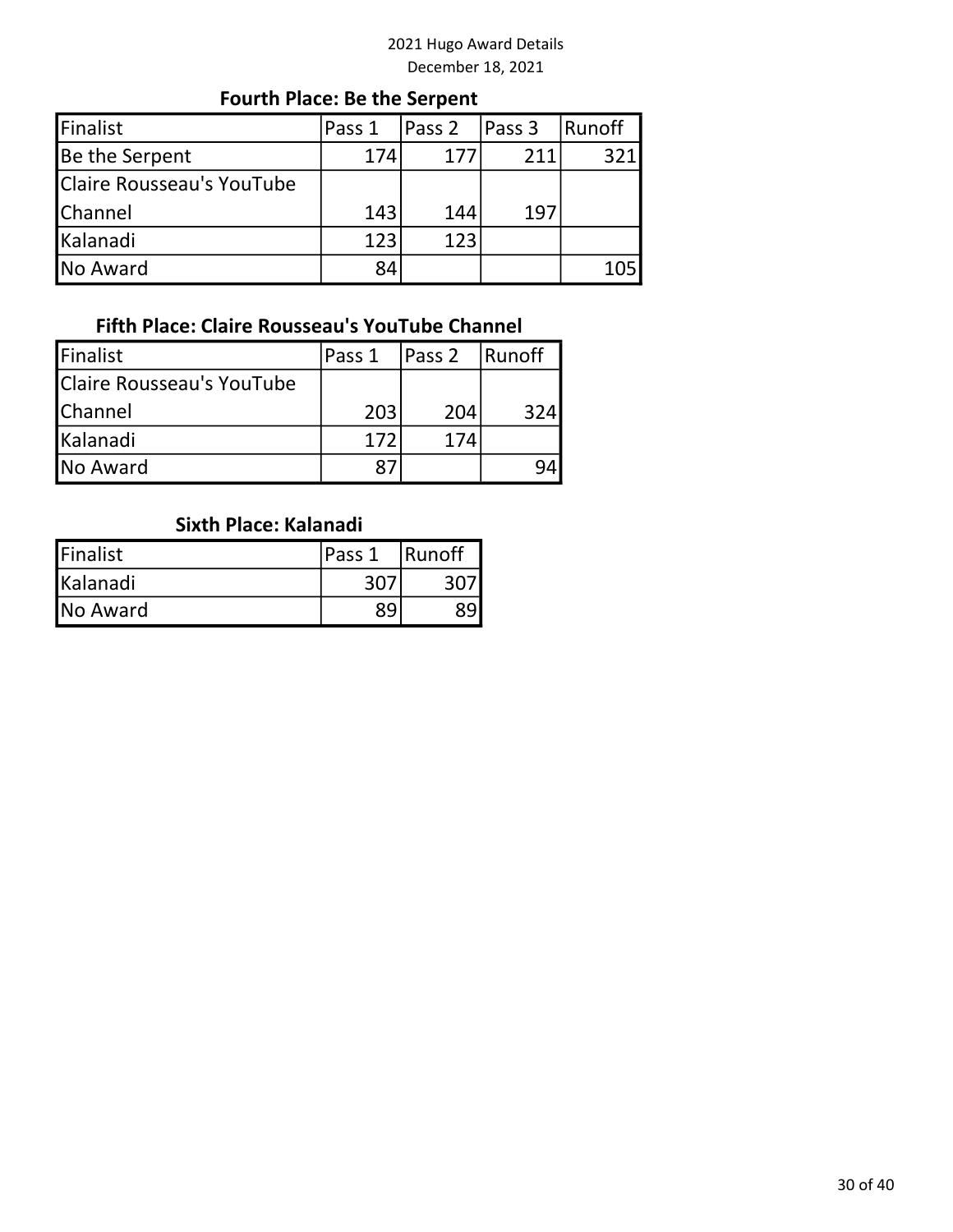## Fourth Place: Be the Serpent

| Finalist | Pass 1 | Pass 2 | Pass 3 | Runoff |
|---|---|---|---|---|
| Be the Serpent | 174 | 177 | 211 | 321 |
| Claire Rousseau's YouTube Channel | 143 | 144 | 197 | |
| Kalanadi | 123 | 123 | | |
| No Award | 84 | | | 105 |

## Fifth Place: Claire Rousseau's YouTube Channel

| Finalist | Pass 1 | Pass 2 | Runoff |
|---|---|---|---|
| Claire Rousseau's YouTube Channel | 203 | 204 | 324 |
| Kalanadi | 172 | 174 | |
| No Award | 87 | | 94 |

## Sixth Place: Kalanadi

| Finalist | Pass 1 | Runoff |
|---|---|---|
| Kalanadi | 307 | 307 |
| No Award | 89 | 89 |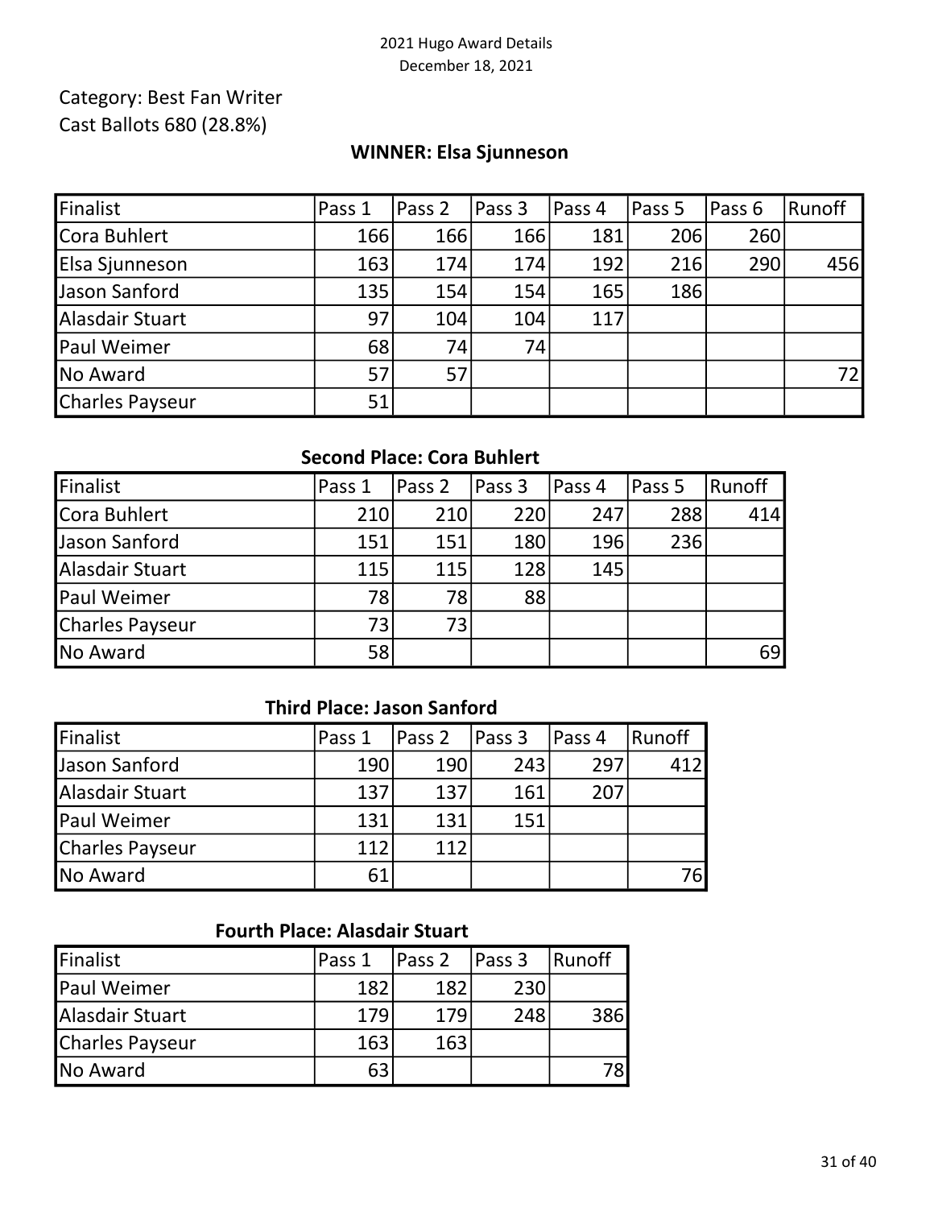Category: Best Fan Writer
Cast Ballots 680 (28.8%)

**WINNER: Elsa Sjunneson**

| Finalist | Pass 1 | Pass 2 | Pass 3 | Pass 4 | Pass 5 | Pass 6 | Runoff |
|---|---|---|---|---|---|---|---|
| Cora Buhlert | 166 | 166 | 166 | 181 | 206 | 260 | |
| Elsa Sjunneson | 163 | 174 | 174 | 192 | 216 | 290 | 456 |
| Jason Sanford | 135 | 154 | 154 | 165 | 186 | | |
| Alasdair Stuart | 97 | 104 | 104 | 117 | | | |
| Paul Weimer | 68 | 74 | 74 | | | | |
| No Award | 57 | 57 | | | | | 72 |
| Charles Payseur | 51 | | | | | | |

**Second Place: Cora Buhlert**

| Finalist | Pass 1 | Pass 2 | Pass 3 | Pass 4 | Pass 5 | Runoff |
|---|---|---|---|---|---|---|
| Cora Buhlert | 210 | 210 | 220 | 247 | 288 | 414 |
| Jason Sanford | 151 | 151 | 180 | 196 | 236 | |
| Alasdair Stuart | 115 | 115 | 128 | 145 | | |
| Paul Weimer | 78 | 78 | 88 | | | |
| Charles Payseur | 73 | 73 | | | | |
| No Award | 58 | | | | | 69 |

**Third Place: Jason Sanford**

| Finalist | Pass 1 | Pass 2 | Pass 3 | Pass 4 | Runoff |
|---|---|---|---|---|---|
| Jason Sanford | 190 | 190 | 243 | 297 | 412 |
| Alasdair Stuart | 137 | 137 | 161 | 207 | |
| Paul Weimer | 131 | 131 | 151 | | |
| Charles Payseur | 112 | 112 | | | |
| No Award | 61 | | | | 76 |

**Fourth Place: Alasdair Stuart**

| Finalist | Pass 1 | Pass 2 | Pass 3 | Runoff |
|---|---|---|---|---|
| Paul Weimer | 182 | 182 | 230 | |
| Alasdair Stuart | 179 | 179 | 248 | 386 |
| Charles Payseur | 163 | 163 | | |
| No Award | 63 | | | 78 |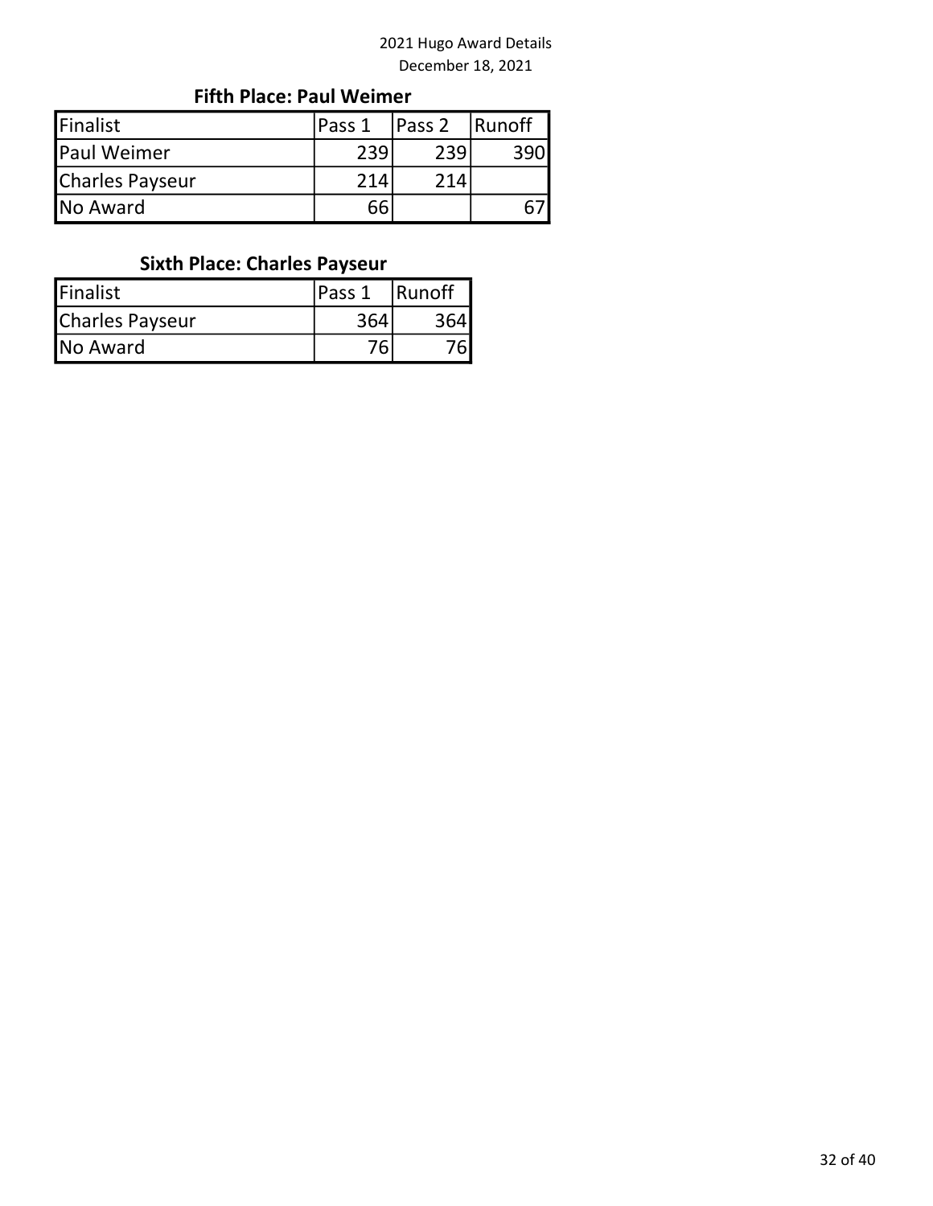### Fifth Place: Paul Weimer

| Finalist | Pass 1 | Pass 2 | Runoff |
|---|---|---|---|
| Paul Weimer | 239 | 239 | 390 |
| Charles Payseur | 214 | 214 | |
| No Award | 66 | | 67 |

### Sixth Place: Charles Payseur

| Finalist | Pass 1 | Runoff |
|---|---|---|
| Charles Payseur | 364 | 364 |
| No Award | 76 | 76 |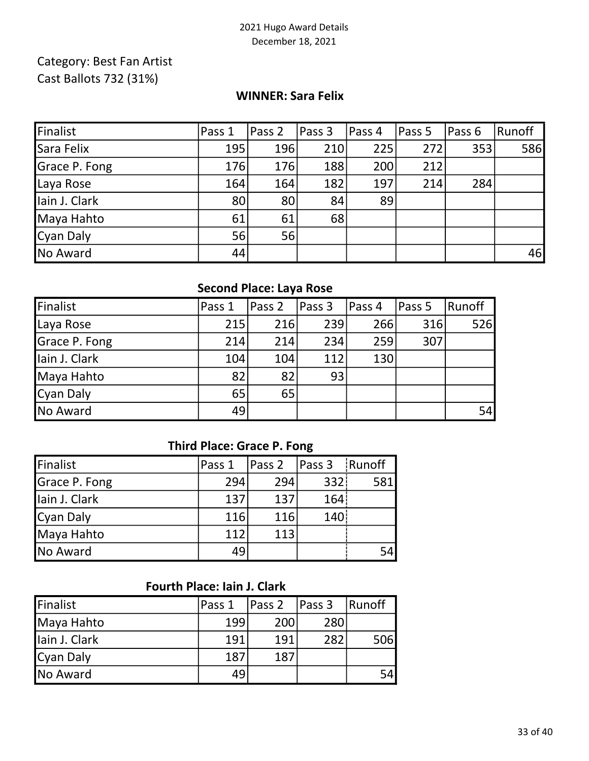2021 Hugo Award Details
December 18, 2021

Category: Best Fan Artist
Cast Ballots 732 (31%)

**WINNER: Sara Felix**

| Finalist | Pass 1 | Pass 2 | Pass 3 | Pass 4 | Pass 5 | Pass 6 | Runoff |
|---|---|---|---|---|---|---|---|
| Sara Felix | 195 | 196 | 210 | 225 | 272 | 353 | 586 |
| Grace P. Fong | 176 | 176 | 188 | 200 | 212 | | |
| Laya Rose | 164 | 164 | 182 | 197 | 214 | 284 | |
| Iain J. Clark | 80 | 80 | 84 | 89 | | | |
| Maya Hahto | 61 | 61 | 68 | | | | |
| Cyan Daly | 56 | 56 | | | | | |
| No Award | 44 | | | | | | 46 |

**Second Place: Laya Rose**

| Finalist | Pass 1 | Pass 2 | Pass 3 | Pass 4 | Pass 5 | Runoff |
|---|---|---|---|---|---|---|
| Laya Rose | 215 | 216 | 239 | 266 | 316 | 526 |
| Grace P. Fong | 214 | 214 | 234 | 259 | 307 | |
| Iain J. Clark | 104 | 104 | 112 | 130 | | |
| Maya Hahto | 82 | 82 | 93 | | | |
| Cyan Daly | 65 | 65 | | | | |
| No Award | 49 | | | | | 54 |

**Third Place: Grace P. Fong**

| Finalist | Pass 1 | Pass 2 | Pass 3 | Runoff |
|---|---|---|---|---|
| Grace P. Fong | 294 | 294 | 332 | 581 |
| Iain J. Clark | 137 | 137 | 164 | |
| Cyan Daly | 116 | 116 | 140 | |
| Maya Hahto | 112 | 113 | | |
| No Award | 49 | | | 54 |

**Fourth Place: Iain J. Clark**

| Finalist | Pass 1 | Pass 2 | Pass 3 | Runoff |
|---|---|---|---|---|
| Maya Hahto | 199 | 200 | 280 | |
| Iain J. Clark | 191 | 191 | 282 | 506 |
| Cyan Daly | 187 | 187 | | |
| No Award | 49 | | | 54 |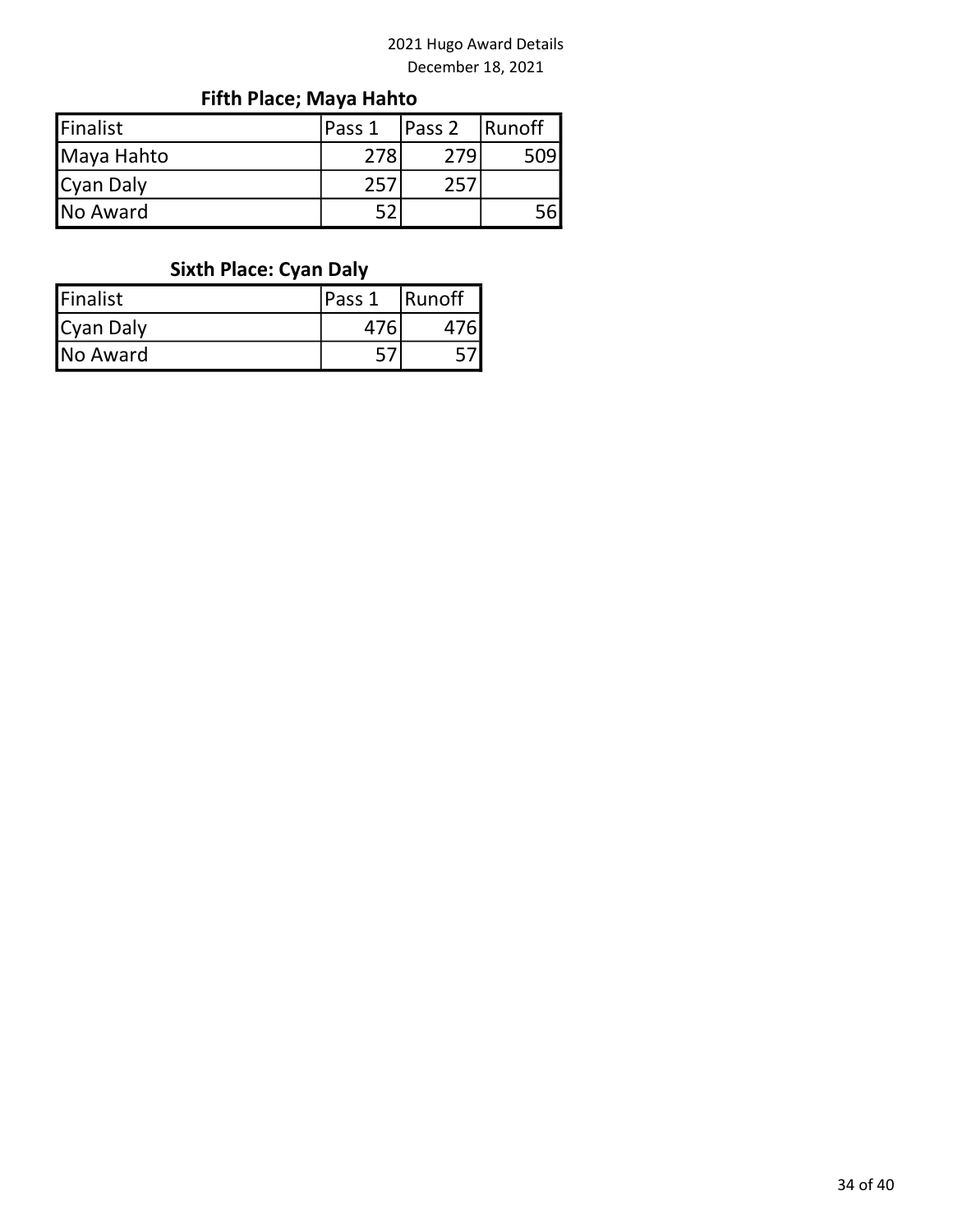### Fifth Place; Maya Hahto

| Finalist | Pass 1 | Pass 2 | Runoff |
| --- | --- | --- | --- |
| Maya Hahto | 278 | 279 | 509 |
| Cyan Daly | 257 | 257 | |
| No Award | 52 | | 56 |

### Sixth Place: Cyan Daly

| Finalist | Pass 1 | Runoff |
| --- | --- | --- |
| Cyan Daly | 476 | 476 |
| No Award | 57 | 57 |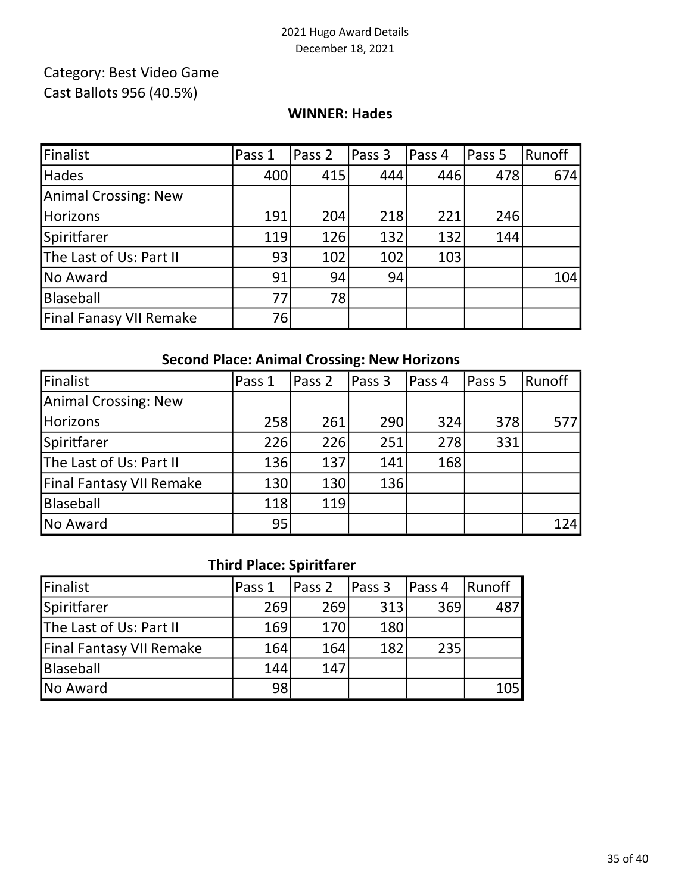Category: Best Video Game
Cast Ballots 956 (40.5%)

**WINNER: Hades**

| Finalist | Pass 1 | Pass 2 | Pass 3 | Pass 4 | Pass 5 | Runoff |
|---|---|---|---|---|---|---|
| Hades | 400 | 415 | 444 | 446 | 478 | 674 |
| Animal Crossing: New Horizons | 191 | 204 | 218 | 221 | 246 | |
| Spiritfarer | 119 | 126 | 132 | 132 | 144 | |
| The Last of Us: Part II | 93 | 102 | 102 | 103 | | |
| No Award | 91 | 94 | 94 | | | 104 |
| Blaseball | 77 | 78 | | | | |
| Final Fanasy VII Remake | 76 | | | | | |

**Second Place: Animal Crossing: New Horizons**

| Finalist | Pass 1 | Pass 2 | Pass 3 | Pass 4 | Pass 5 | Runoff |
|---|---|---|---|---|---|---|
| Animal Crossing: New Horizons | 258 | 261 | 290 | 324 | 378 | 577 |
| Spiritfarer | 226 | 226 | 251 | 278 | 331 | |
| The Last of Us: Part II | 136 | 137 | 141 | 168 | | |
| Final Fantasy VII Remake | 130 | 130 | 136 | | | |
| Blaseball | 118 | 119 | | | | |
| No Award | 95 | | | | | 124 |

**Third Place: Spiritfarer**

| Finalist | Pass 1 | Pass 2 | Pass 3 | Pass 4 | Runoff |
|---|---|---|---|---|---|
| Spiritfarer | 269 | 269 | 313 | 369 | 487 |
| The Last of Us: Part II | 169 | 170 | 180 | | |
| Final Fantasy VII Remake | 164 | 164 | 182 | 235 | |
| Blaseball | 144 | 147 | | | |
| No Award | 98 | | | | 105 |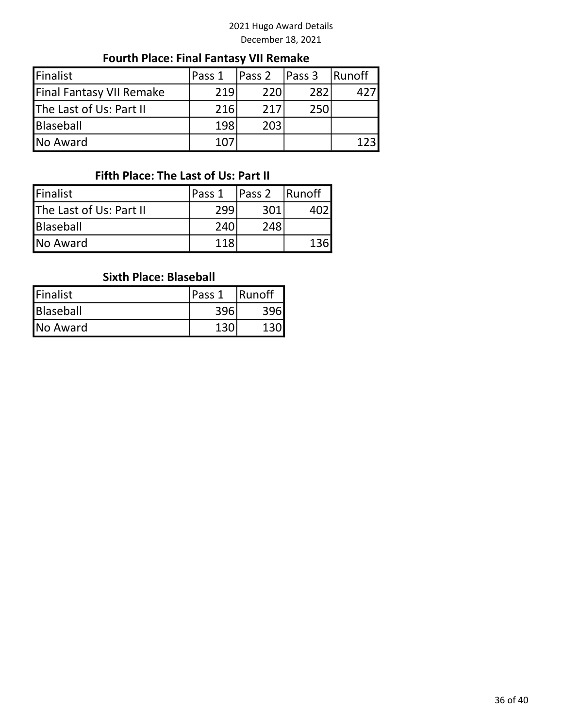### Fourth Place: Final Fantasy VII Remake

| Finalist | Pass 1 | Pass 2 | Pass 3 | Runoff |
|---|---|---|---|---|
| Final Fantasy VII Remake | 219 | 220 | 282 | 427 |
| The Last of Us: Part II | 216 | 217 | 250 | |
| Blaseball | 198 | 203 | | |
| No Award | 107 | | | 123 |

### Fifth Place: The Last of Us: Part II

| Finalist | Pass 1 | Pass 2 | Runoff |
|---|---|---|---|
| The Last of Us: Part II | 299 | 301 | 402 |
| Blaseball | 240 | 248 | |
| No Award | 118 | | 136 |

### Sixth Place: Blaseball

| Finalist | Pass 1 | Runoff |
|---|---|---|
| Blaseball | 396 | 396 |
| No Award | 130 | 130 |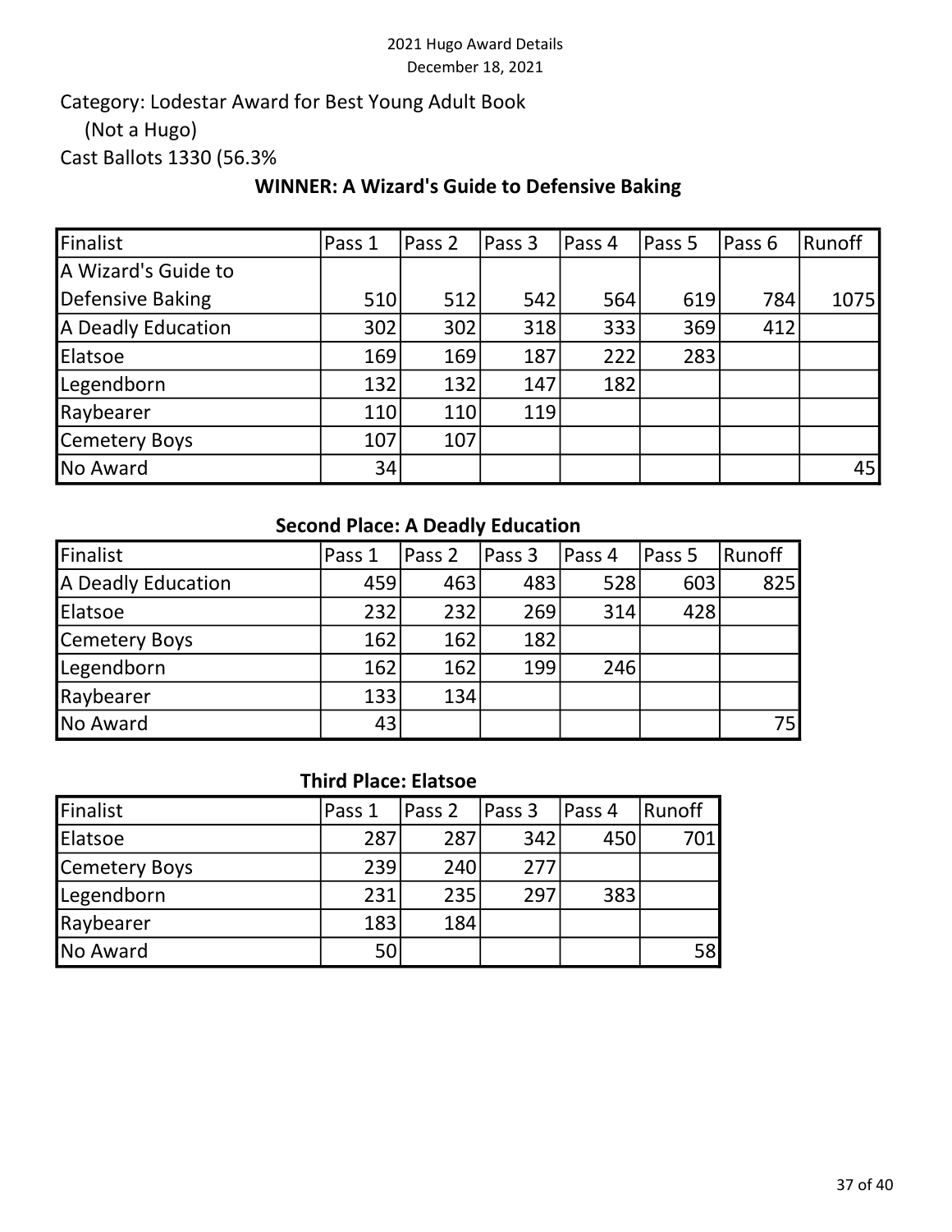Category: Lodestar Award for Best Young Adult Book
(Not a Hugo)
Cast Ballots 1330 (56.3%

### WINNER: A Wizard's Guide to Defensive Baking

| Finalist | Pass 1 | Pass 2 | Pass 3 | Pass 4 | Pass 5 | Pass 6 | Runoff |
|---|---|---|---|---|---|---|---|
| A Wizard's Guide to Defensive Baking | 510 | 512 | 542 | 564 | 619 | 784 | 1075 |
| A Deadly Education | 302 | 302 | 318 | 333 | 369 | 412 | |
| Elatsoe | 169 | 169 | 187 | 222 | 283 | | |
| Legendborn | 132 | 132 | 147 | 182 | | | |
| Raybearer | 110 | 110 | 119 | | | | |
| Cemetery Boys | 107 | 107 | | | | | |
| No Award | 34 | | | | | | 45 |

### Second Place: A Deadly Education

| Finalist | Pass 1 | Pass 2 | Pass 3 | Pass 4 | Pass 5 | Runoff |
|---|---|---|---|---|---|---|
| A Deadly Education | 459 | 463 | 483 | 528 | 603 | 825 |
| Elatsoe | 232 | 232 | 269 | 314 | 428 | |
| Cemetery Boys | 162 | 162 | 182 | | | |
| Legendborn | 162 | 162 | 199 | 246 | | |
| Raybearer | 133 | 134 | | | | |
| No Award | 43 | | | | | 75 |

### Third Place: Elatsoe

| Finalist | Pass 1 | Pass 2 | Pass 3 | Pass 4 | Runoff |
|---|---|---|---|---|---|
| Elatsoe | 287 | 287 | 342 | 450 | 701 |
| Cemetery Boys | 239 | 240 | 277 | | |
| Legendborn | 231 | 235 | 297 | 383 | |
| Raybearer | 183 | 184 | | | |
| No Award | 50 | | | | 58 |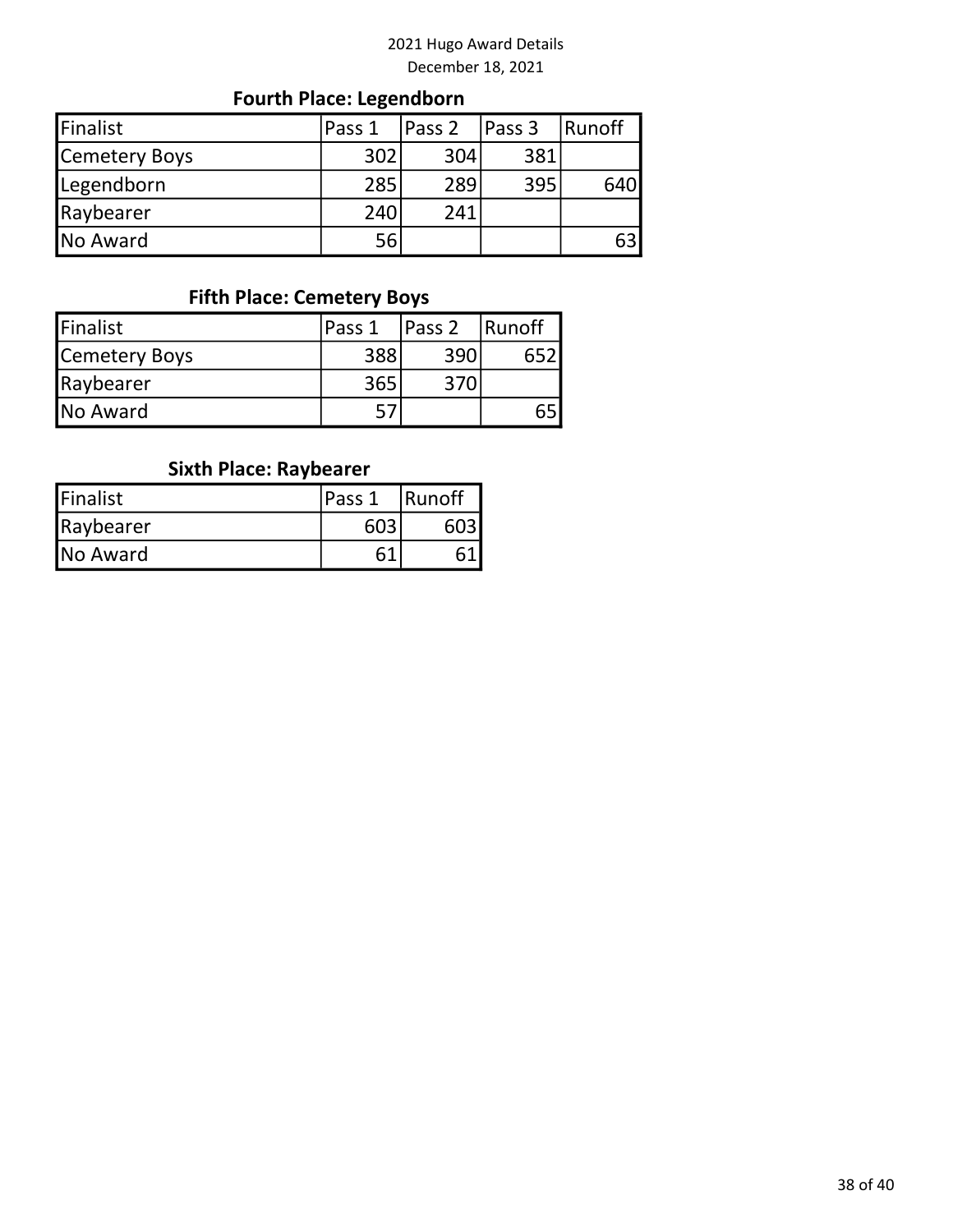### Fourth Place: Legendborn

| Finalist | Pass 1 | Pass 2 | Pass 3 | Runoff |
|---|---|---|---|---|
| Cemetery Boys | 302 | 304 | 381 | |
| Legendborn | 285 | 289 | 395 | 640 |
| Raybearer | 240 | 241 | | |
| No Award | 56 | | | 63 |

### Fifth Place: Cemetery Boys

| Finalist | Pass 1 | Pass 2 | Runoff |
|---|---|---|---|
| Cemetery Boys | 388 | 390 | 652 |
| Raybearer | 365 | 370 | |
| No Award | 57 | | 65 |

### Sixth Place: Raybearer

| Finalist | Pass 1 | Runoff |
|---|---|---|
| Raybearer | 603 | 603 |
| No Award | 61 | 61 |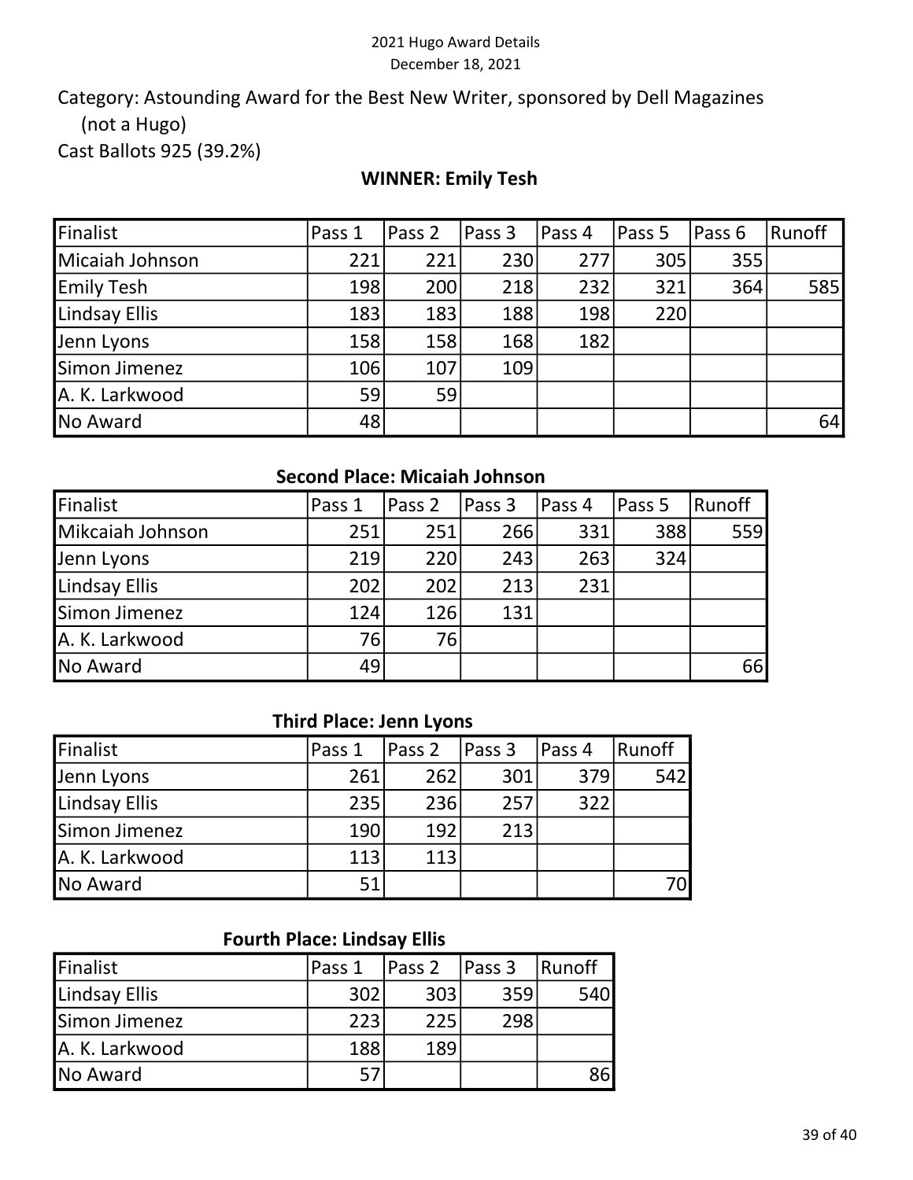Category: Astounding Award for the Best New Writer, sponsored by Dell Magazines (not a Hugo)

Cast Ballots 925 (39.2%)

**WINNER: Emily Tesh**

| Finalist | Pass 1 | Pass 2 | Pass 3 | Pass 4 | Pass 5 | Pass 6 | Runoff |
|---|---|---|---|---|---|---|---|
| Micaiah Johnson | 221 | 221 | 230 | 277 | 305 | 355 | |
| Emily Tesh | 198 | 200 | 218 | 232 | 321 | 364 | 585 |
| Lindsay Ellis | 183 | 183 | 188 | 198 | 220 | | |
| Jenn Lyons | 158 | 158 | 168 | 182 | | | |
| Simon Jimenez | 106 | 107 | 109 | | | | |
| A. K. Larkwood | 59 | 59 | | | | | |
| No Award | 48 | | | | | | 64 |

**Second Place: Micaiah Johnson**

| Finalist | Pass 1 | Pass 2 | Pass 3 | Pass 4 | Pass 5 | Runoff |
|---|---|---|---|---|---|---|
| Mikcaiah Johnson | 251 | 251 | 266 | 331 | 388 | 559 |
| Jenn Lyons | 219 | 220 | 243 | 263 | 324 | |
| Lindsay Ellis | 202 | 202 | 213 | 231 | | |
| Simon Jimenez | 124 | 126 | 131 | | | |
| A. K. Larkwood | 76 | 76 | | | | |
| No Award | 49 | | | | | 66 |

**Third Place: Jenn Lyons**

| Finalist | Pass 1 | Pass 2 | Pass 3 | Pass 4 | Runoff |
|---|---|---|---|---|---|
| Jenn Lyons | 261 | 262 | 301 | 379 | 542 |
| Lindsay Ellis | 235 | 236 | 257 | 322 | |
| Simon Jimenez | 190 | 192 | 213 | | |
| A. K. Larkwood | 113 | 113 | | | |
| No Award | 51 | | | | 70 |

**Fourth Place: Lindsay Ellis**

| Finalist | Pass 1 | Pass 2 | Pass 3 | Runoff |
|---|---|---|---|---|
| Lindsay Ellis | 302 | 303 | 359 | 540 |
| Simon Jimenez | 223 | 225 | 298 | |
| A. K. Larkwood | 188 | 189 | | |
| No Award | 57 | | | 86 |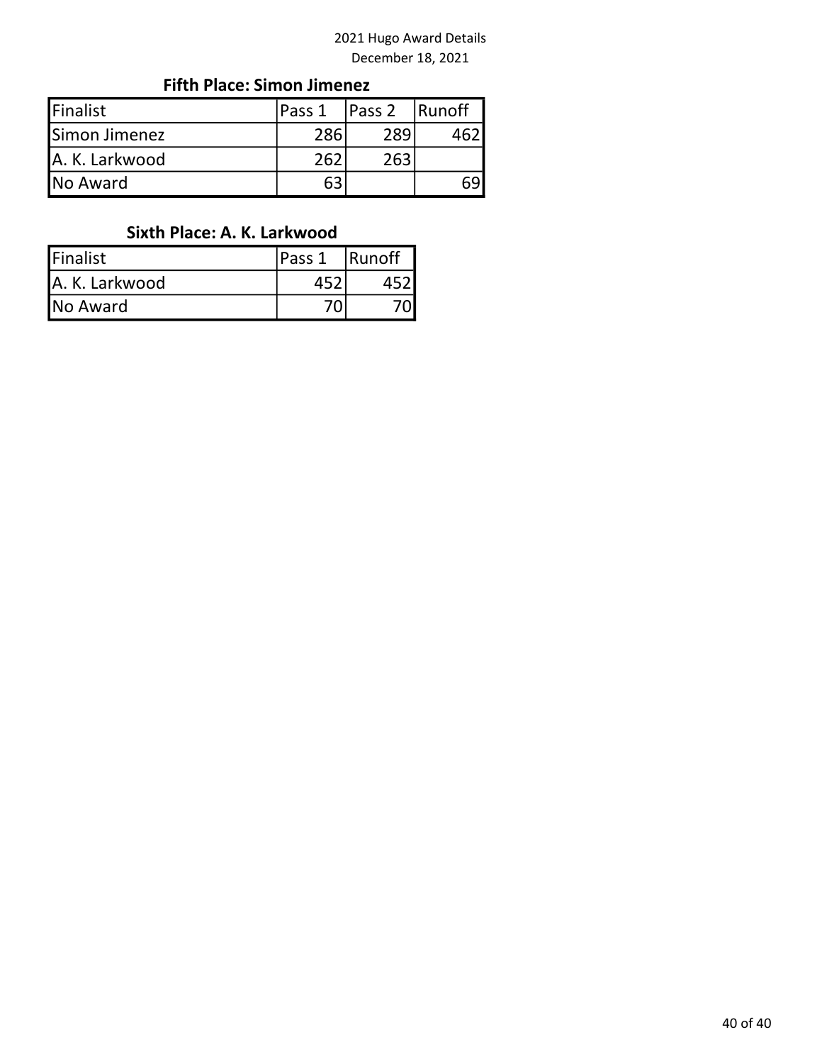### Fifth Place: Simon Jimenez

| Finalist | Pass 1 | Pass 2 | Runoff |
| --- | --- | --- | --- |
| Simon Jimenez | 286 | 289 | 462 |
| A. K. Larkwood | 262 | 263 | |
| No Award | 63 | | 69 |

### Sixth Place: A. K. Larkwood

| Finalist | Pass 1 | Runoff |
| --- | --- | --- |
| A. K. Larkwood | 452 | 452 |
| No Award | 70 | 70 |